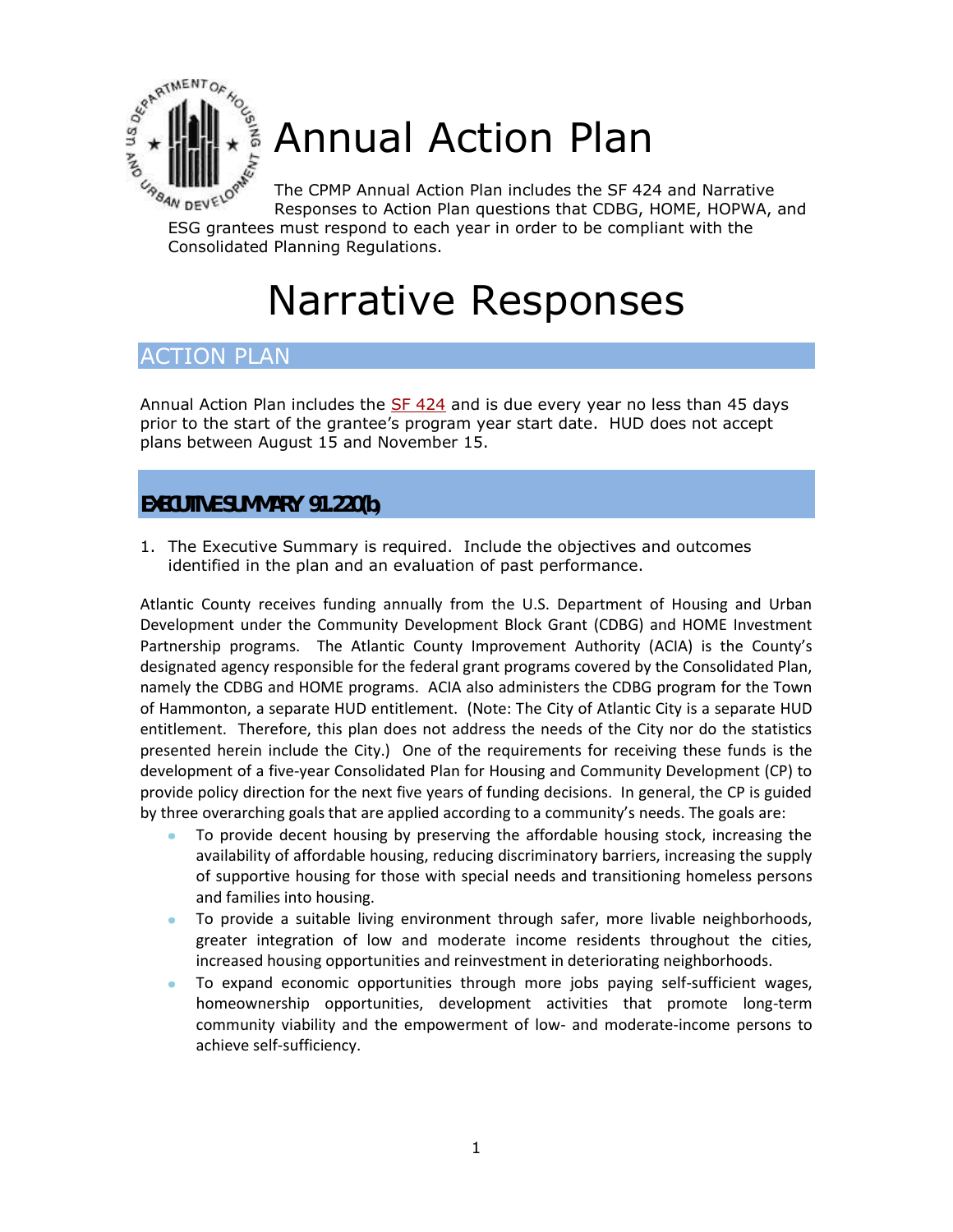# Annual Action Plan

The CPMP Annual Action Plan includes the SF 424 and Narrative Responses to Action Plan questions that CDBG, HOME, HOPWA, and ESG grantees must respond to each year in order to be compliant with the Consolidated Planning Regulations.

# Narrative Responses

## ACTION PLAN

Annual Action Plan includes the SF 424 and is due every year no less than 45 days prior to the start of the grantee's program year start date. HUD does not accept plans between August 15 and November 15.

## EXECUTIVE SUMMARY 91.220(b)

1. The Executive Summary is required. Include the objectives and outcomes identified in the plan and an evaluation of past performance.

Atlantic County receives funding annually from the U.S. Department of Housing and Urban Development under the Community Development Block Grant (CDBG) and HOME Investment Partnership programs. The Atlantic County Improvement Authority (ACIA) is the County's designated agency responsible for the federal grant programs covered by the Consolidated Plan, namely the CDBG and HOME programs. ACIA also administers the CDBG program for the Town of Hammonton, a separate HUD entitlement. (Note: The City of Atlantic City is a separate HUD entitlement. Therefore, this plan does not address the needs of the City nor do the statistics presented herein include the City.) One of the requirements for receiving these funds is the development of a five-year Consolidated Plan for Housing and Community Development (CP) to provide policy direction for the next five years of funding decisions. In general, the CP is guided by three overarching goals that are applied according to a community's needs. The goals are:

- To provide decent housing by preserving the affordable housing stock, increasing the availability of affordable housing, reducing discriminatory barriers, increasing the supply of supportive housing for those with special needs and transitioning homeless persons and families into housing.
- To provide a suitable living environment through safer, more livable neighborhoods, greater integration of low and moderate income residents throughout the cities, increased housing opportunities and reinvestment in deteriorating neighborhoods.
- To expand economic opportunities through more jobs paying self-sufficient wages, homeownership opportunities, development activities that promote long-term community viability and the empowerment of low- and moderate-income persons to achieve self-sufficiency.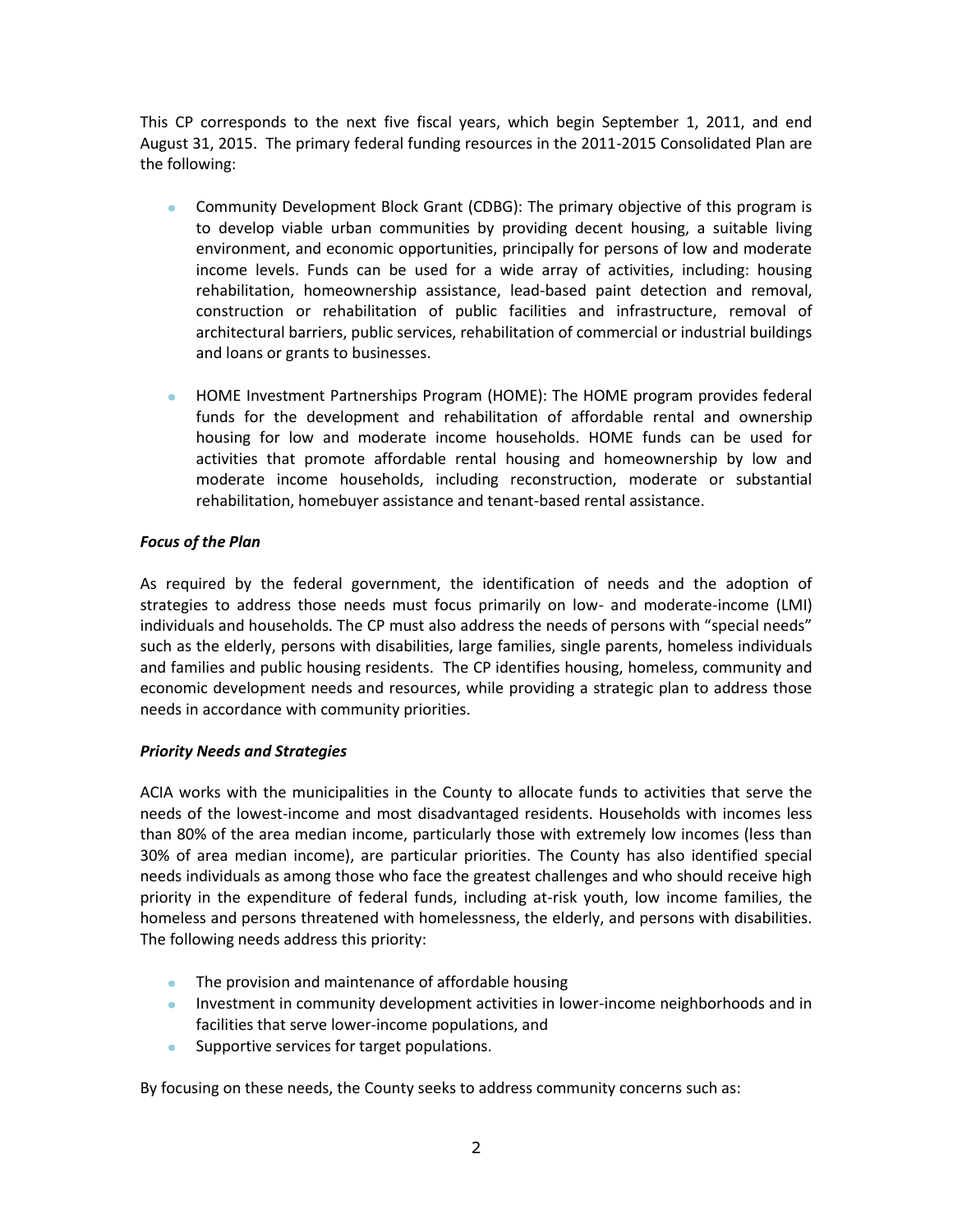This CP corresponds to the next five fiscal years, which begin September 1, 2011, and end August 31, 2015. The primary federal funding resources in the 2011-2015 Consolidated Plan are the following:

- Community Development Block Grant (CDBG): The primary objective of this program is to develop viable urban communities by providing decent housing, a suitable living environment, and economic opportunities, principally for persons of low and moderate income levels. Funds can be used for a wide array of activities, including: housing rehabilitation, homeownership assistance, lead-based paint detection and removal, construction or rehabilitation of public facilities and infrastructure, removal of architectural barriers, public services, rehabilitation of commercial or industrial buildings and loans or grants to businesses.

- HOME Investment Partnerships Program (HOME): The HOME program provides federal funds for the development and rehabilitation of affordable rental and ownership housing for low and moderate income households. HOME funds can be used for activities that promote affordable rental housing and homeownership by low and moderate income households, including reconstruction, moderate or substantial rehabilitation, homebuyer assistance and tenant-based rental assistance.

***Focus of the Plan***

As required by the federal government, the identification of needs and the adoption of strategies to address those needs must focus primarily on low- and moderate-income (LMI) individuals and households. The CP must also address the needs of persons with "special needs" such as the elderly, persons with disabilities, large families, single parents, homeless individuals and families and public housing residents. The CP identifies housing, homeless, community and economic development needs and resources, while providing a strategic plan to address those needs in accordance with community priorities.

***Priority Needs and Strategies***

ACIA works with the municipalities in the County to allocate funds to activities that serve the needs of the lowest-income and most disadvantaged residents. Households with incomes less than 80% of the area median income, particularly those with extremely low incomes (less than 30% of area median income), are particular priorities. The County has also identified special needs individuals as among those who face the greatest challenges and who should receive high priority in the expenditure of federal funds, including at-risk youth, low income families, the homeless and persons threatened with homelessness, the elderly, and persons with disabilities. The following needs address this priority:

- The provision and maintenance of affordable housing
- Investment in community development activities in lower-income neighborhoods and in facilities that serve lower-income populations, and
- Supportive services for target populations.

By focusing on these needs, the County seeks to address community concerns such as: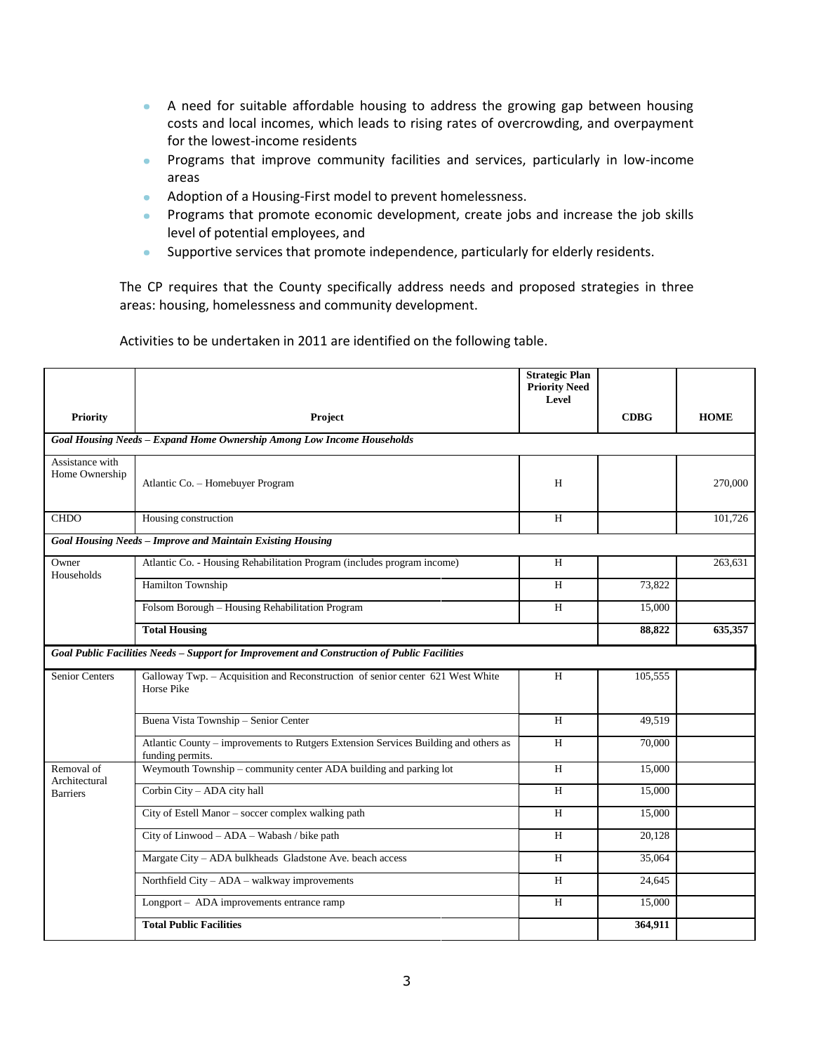- A need for suitable affordable housing to address the growing gap between housing costs and local incomes, which leads to rising rates of overcrowding, and overpayment for the lowest-income residents
- Programs that improve community facilities and services, particularly in low-income areas
- Adoption of a Housing-First model to prevent homelessness.
- Programs that promote economic development, create jobs and increase the job skills level of potential employees, and
- Supportive services that promote independence, particularly for elderly residents.

The CP requires that the County specifically address needs and proposed strategies in three areas: housing, homelessness and community development.

Activities to be undertaken in 2011 are identified on the following table.

| Priority | Project | Strategic Plan Priority Need Level | CDBG | HOME |
|---|---|---|---|---|
| ***Goal Housing Needs – Expand Home Ownership Among Low Income Households*** | | | | |
| Assistance with Home Ownership | Atlantic Co. – Homebuyer Program | H | | 270,000 |
| CHDO | Housing construction | H | | 101,726 |
| ***Goal Housing Needs – Improve and Maintain Existing Housing*** | | | | |
| Owner Households | Atlantic Co. - Housing Rehabilitation Program (includes program income) | H | | 263,631 |
| | Hamilton Township | H | 73,822 | |
| | Folsom Borough – Housing Rehabilitation Program | H | 15,000 | |
| | **Total Housing** | | **88,822** | **635,357** |
| ***Goal Public Facilities Needs – Support for Improvement and Construction of Public Facilities*** | | | | |
| Senior Centers | Galloway Twp. – Acquisition and Reconstruction of senior center 621 West White Horse Pike | H | 105,555 | |
| | Buena Vista Township – Senior Center | H | 49,519 | |
| | Atlantic County – improvements to Rutgers Extension Services Building and others as funding permits. | H | 70,000 | |
| Removal of Architectural Barriers | Weymouth Township – community center ADA building and parking lot | H | 15,000 | |
| | Corbin City – ADA city hall | H | 15,000 | |
| | City of Estell Manor – soccer complex walking path | H | 15,000 | |
| | City of Linwood – ADA – Wabash / bike path | H | 20,128 | |
| | Margate City – ADA bulkheads Gladstone Ave. beach access | H | 35,064 | |
| | Northfield City – ADA – walkway improvements | H | 24,645 | |
| | Longport – ADA improvements entrance ramp | H | 15,000 | |
| | **Total Public Facilities** | | **364,911** | |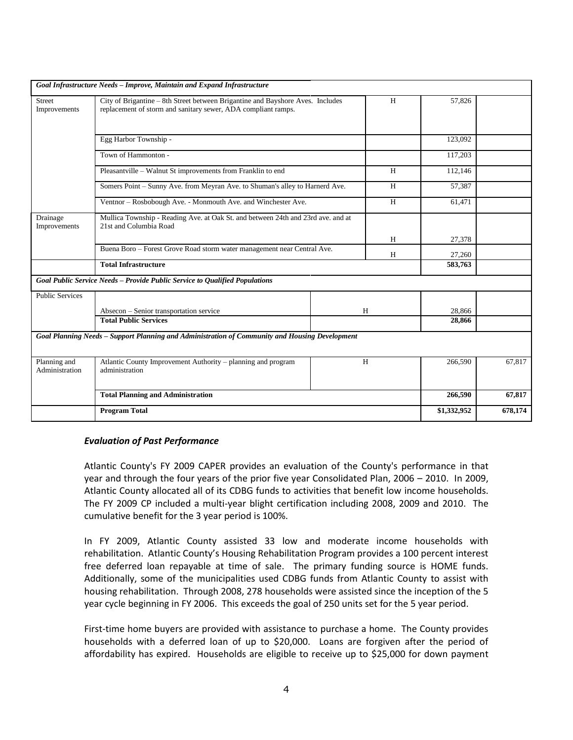| | | | | |
|---|---|---|---|---|
| ***Goal Infrastructure Needs – Improve, Maintain and Expand Infrastructure*** | | | | |
| Street Improvements | City of Brigantine – 8th Street between Brigantine and Bayshore Aves. Includes replacement of storm and sanitary sewer, ADA compliant ramps. | H | 57,826 | |
| | Egg Harbor Township - | | 123,092 | |
| | Town of Hammonton - | | 117,203 | |
| | Pleasantville – Walnut St improvements from Franklin to end | H | 112,146 | |
| | Somers Point – Sunny Ave. from Meyran Ave. to Shuman's alley to Harnerd Ave. | H | 57,387 | |
| | Ventnor – Rosbobough Ave. - Monmouth Ave. and Winchester Ave. | H | 61,471 | |
| Drainage Improvements | Mullica Township - Reading Ave. at Oak St. and between 24th and 23rd ave. and at 21st and Columbia Road | H | 27,378 | |
| | Buena Boro – Forest Grove Road storm water management near Central Ave. | H | 27,260 | |
| | **Total Infrastructure** | | **583,763** | |
| ***Goal Public Service Needs – Provide Public Service to Qualified Populations*** | | | | |
| Public Services | Absecon – Senior transportation service | H | 28,866 | |
| | **Total Public Services** | | **28,866** | |
| ***Goal Planning Needs – Support Planning and Administration of Community and Housing Development*** | | | | |
| Planning and Administration | Atlantic County Improvement Authority – planning and program administration | H | 266,590 | 67,817 |
| | **Total Planning and Administration** | | **266,590** | **67,817** |
| | **Program Total** | | **$1,332,952** | **678,174** |

### *Evaluation of Past Performance*

Atlantic County's FY 2009 CAPER provides an evaluation of the County's performance in that year and through the four years of the prior five year Consolidated Plan, 2006 – 2010. In 2009, Atlantic County allocated all of its CDBG funds to activities that benefit low income households. The FY 2009 CP included a multi-year blight certification including 2008, 2009 and 2010. The cumulative benefit for the 3 year period is 100%.

In FY 2009, Atlantic County assisted 33 low and moderate income households with rehabilitation. Atlantic County's Housing Rehabilitation Program provides a 100 percent interest free deferred loan repayable at time of sale. The primary funding source is HOME funds. Additionally, some of the municipalities used CDBG funds from Atlantic County to assist with housing rehabilitation. Through 2008, 278 households were assisted since the inception of the 5 year cycle beginning in FY 2006. This exceeds the goal of 250 units set for the 5 year period.

First-time home buyers are provided with assistance to purchase a home. The County provides households with a deferred loan of up to $20,000. Loans are forgiven after the period of affordability has expired. Households are eligible to receive up to $25,000 for down payment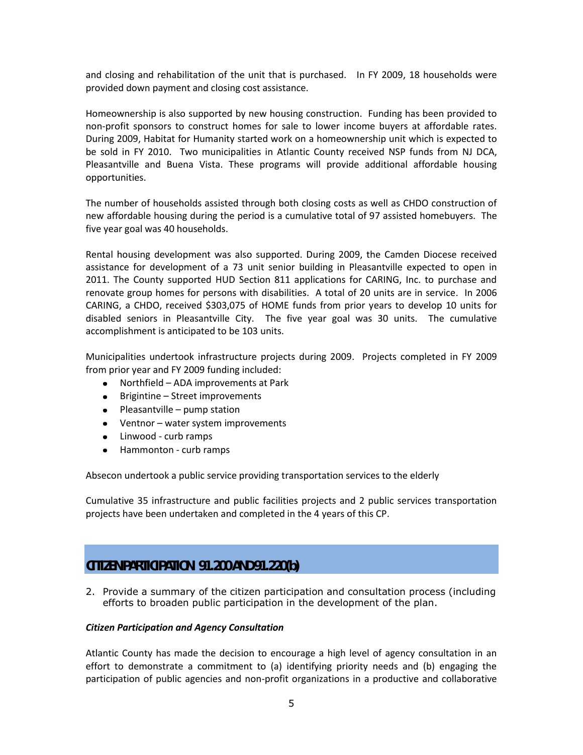and closing and rehabilitation of the unit that is purchased. In FY 2009, 18 households were provided down payment and closing cost assistance.

Homeownership is also supported by new housing construction. Funding has been provided to non-profit sponsors to construct homes for sale to lower income buyers at affordable rates. During 2009, Habitat for Humanity started work on a homeownership unit which is expected to be sold in FY 2010. Two municipalities in Atlantic County received NSP funds from NJ DCA, Pleasantville and Buena Vista. These programs will provide additional affordable housing opportunities.

The number of households assisted through both closing costs as well as CHDO construction of new affordable housing during the period is a cumulative total of 97 assisted homebuyers. The five year goal was 40 households.

Rental housing development was also supported. During 2009, the Camden Diocese received assistance for development of a 73 unit senior building in Pleasantville expected to open in 2011. The County supported HUD Section 811 applications for CARING, Inc. to purchase and renovate group homes for persons with disabilities. A total of 20 units are in service. In 2006 CARING, a CHDO, received $303,075 of HOME funds from prior years to develop 10 units for disabled seniors in Pleasantville City. The five year goal was 30 units. The cumulative accomplishment is anticipated to be 103 units.

Municipalities undertook infrastructure projects during 2009. Projects completed in FY 2009 from prior year and FY 2009 funding included:

- Northfield – ADA improvements at Park
- Brigintine – Street improvements
- Pleasantville – pump station
- Ventnor – water system improvements
- Linwood - curb ramps
- Hammonton - curb ramps

Absecon undertook a public service providing transportation services to the elderly

Cumulative 35 infrastructure and public facilities projects and 2 public services transportation projects have been undertaken and completed in the 4 years of this CP.

## CITIZEN PARTICIPATION 91.200 AND 91.220(b)

2. Provide a summary of the citizen participation and consultation process (including efforts to broaden public participation in the development of the plan.

***Citizen Participation and Agency Consultation***

Atlantic County has made the decision to encourage a high level of agency consultation in an effort to demonstrate a commitment to (a) identifying priority needs and (b) engaging the participation of public agencies and non-profit organizations in a productive and collaborative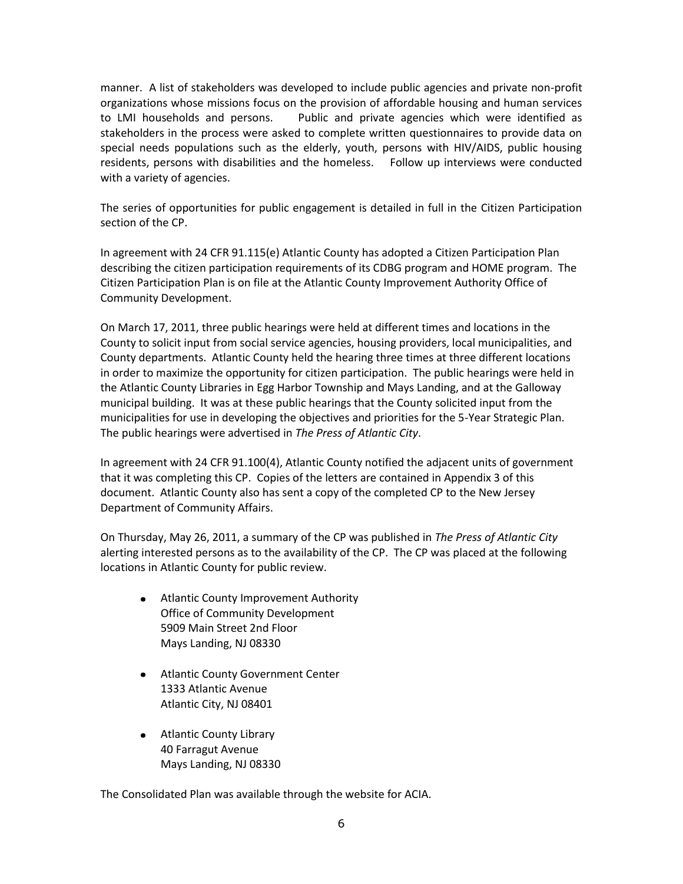manner. A list of stakeholders was developed to include public agencies and private non-profit organizations whose missions focus on the provision of affordable housing and human services to LMI households and persons. Public and private agencies which were identified as stakeholders in the process were asked to complete written questionnaires to provide data on special needs populations such as the elderly, youth, persons with HIV/AIDS, public housing residents, persons with disabilities and the homeless. Follow up interviews were conducted with a variety of agencies.

The series of opportunities for public engagement is detailed in full in the Citizen Participation section of the CP.

In agreement with 24 CFR 91.115(e) Atlantic County has adopted a Citizen Participation Plan describing the citizen participation requirements of its CDBG program and HOME program. The Citizen Participation Plan is on file at the Atlantic County Improvement Authority Office of Community Development.

On March 17, 2011, three public hearings were held at different times and locations in the County to solicit input from social service agencies, housing providers, local municipalities, and County departments. Atlantic County held the hearing three times at three different locations in order to maximize the opportunity for citizen participation. The public hearings were held in the Atlantic County Libraries in Egg Harbor Township and Mays Landing, and at the Galloway municipal building. It was at these public hearings that the County solicited input from the municipalities for use in developing the objectives and priorities for the 5-Year Strategic Plan. The public hearings were advertised in *The Press of Atlantic City*.

In agreement with 24 CFR 91.100(4), Atlantic County notified the adjacent units of government that it was completing this CP. Copies of the letters are contained in Appendix 3 of this document. Atlantic County also has sent a copy of the completed CP to the New Jersey Department of Community Affairs.

On Thursday, May 26, 2011, a summary of the CP was published in *The Press of Atlantic City* alerting interested persons as to the availability of the CP. The CP was placed at the following locations in Atlantic County for public review.

- Atlantic County Improvement Authority
  Office of Community Development
  5909 Main Street 2nd Floor
  Mays Landing, NJ 08330

- Atlantic County Government Center
  1333 Atlantic Avenue
  Atlantic City, NJ 08401

- Atlantic County Library
  40 Farragut Avenue
  Mays Landing, NJ 08330

The Consolidated Plan was available through the website for ACIA.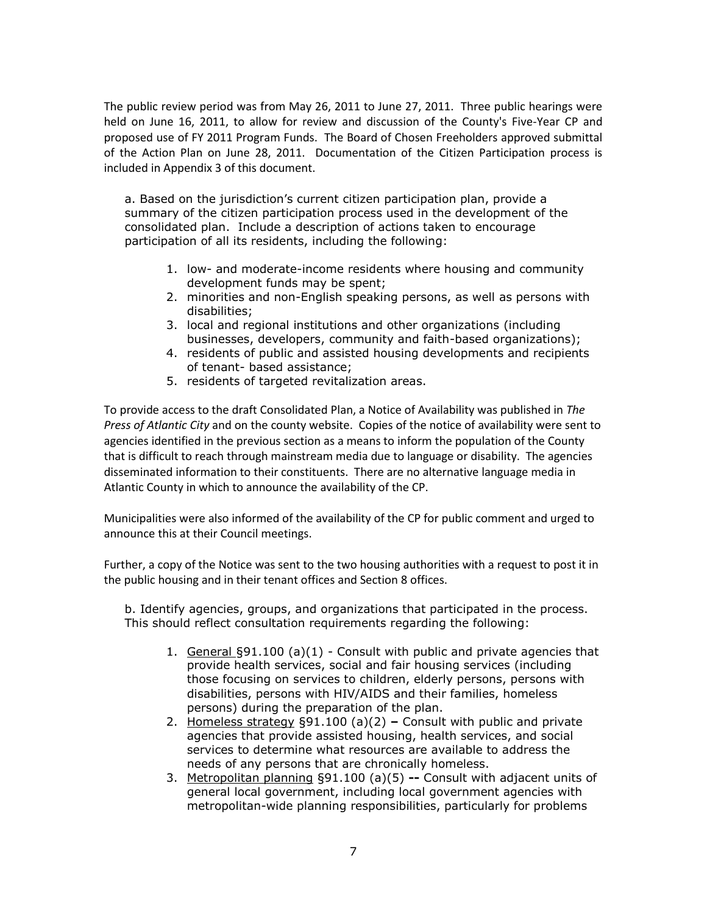The public review period was from May 26, 2011 to June 27, 2011. Three public hearings were held on June 16, 2011, to allow for review and discussion of the County's Five-Year CP and proposed use of FY 2011 Program Funds. The Board of Chosen Freeholders approved submittal of the Action Plan on June 28, 2011. Documentation of the Citizen Participation process is included in Appendix 3 of this document.

a. Based on the jurisdiction's current citizen participation plan, provide a summary of the citizen participation process used in the development of the consolidated plan. Include a description of actions taken to encourage participation of all its residents, including the following:

1. low- and moderate-income residents where housing and community development funds may be spent;
2. minorities and non-English speaking persons, as well as persons with disabilities;
3. local and regional institutions and other organizations (including businesses, developers, community and faith-based organizations);
4. residents of public and assisted housing developments and recipients of tenant- based assistance;
5. residents of targeted revitalization areas.

To provide access to the draft Consolidated Plan, a Notice of Availability was published in *The Press of Atlantic City* and on the county website. Copies of the notice of availability were sent to agencies identified in the previous section as a means to inform the population of the County that is difficult to reach through mainstream media due to language or disability. The agencies disseminated information to their constituents. There are no alternative language media in Atlantic County in which to announce the availability of the CP.

Municipalities were also informed of the availability of the CP for public comment and urged to announce this at their Council meetings.

Further, a copy of the Notice was sent to the two housing authorities with a request to post it in the public housing and in their tenant offices and Section 8 offices.

b. Identify agencies, groups, and organizations that participated in the process. This should reflect consultation requirements regarding the following:

1. General §91.100 (a)(1) - Consult with public and private agencies that provide health services, social and fair housing services (including those focusing on services to children, elderly persons, persons with disabilities, persons with HIV/AIDS and their families, homeless persons) during the preparation of the plan.
2. Homeless strategy §91.100 (a)(2) **–** Consult with public and private agencies that provide assisted housing, health services, and social services to determine what resources are available to address the needs of any persons that are chronically homeless.
3. Metropolitan planning §91.100 (a)(5) **--** Consult with adjacent units of general local government, including local government agencies with metropolitan-wide planning responsibilities, particularly for problems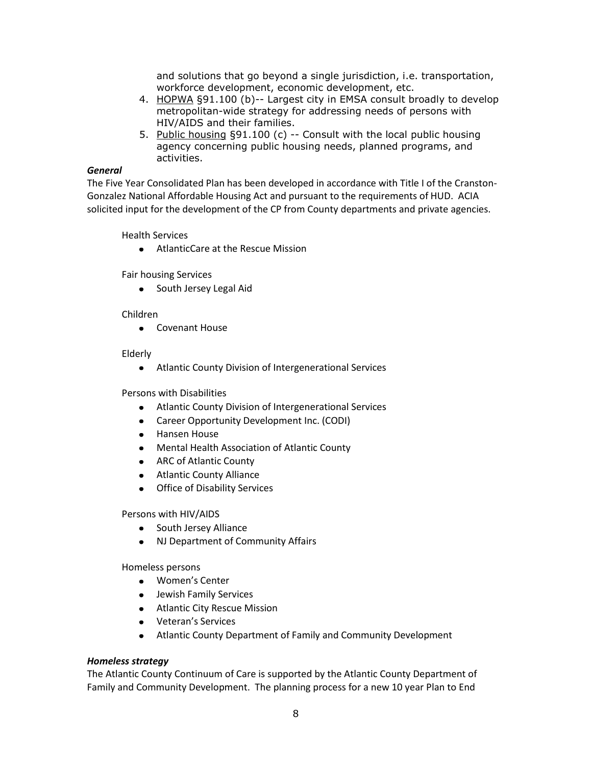and solutions that go beyond a single jurisdiction, i.e. transportation, workforce development, economic development, etc.

4. HOPWA §91.100 (b)-- Largest city in EMSA consult broadly to develop metropolitan-wide strategy for addressing needs of persons with HIV/AIDS and their families.
5. Public housing §91.100 (c) -- Consult with the local public housing agency concerning public housing needs, planned programs, and activities.

***General***

The Five Year Consolidated Plan has been developed in accordance with Title I of the Cranston-Gonzalez National Affordable Housing Act and pursuant to the requirements of HUD. ACIA solicited input for the development of the CP from County departments and private agencies.

Health Services

- AtlanticCare at the Rescue Mission

Fair housing Services

- South Jersey Legal Aid

Children

- Covenant House

Elderly

- Atlantic County Division of Intergenerational Services

Persons with Disabilities

- Atlantic County Division of Intergenerational Services
- Career Opportunity Development Inc. (CODI)
- Hansen House
- Mental Health Association of Atlantic County
- ARC of Atlantic County
- Atlantic County Alliance
- Office of Disability Services

Persons with HIV/AIDS

- South Jersey Alliance
- NJ Department of Community Affairs

Homeless persons

- Women's Center
- Jewish Family Services
- Atlantic City Rescue Mission
- Veteran's Services
- Atlantic County Department of Family and Community Development

***Homeless strategy***

The Atlantic County Continuum of Care is supported by the Atlantic County Department of Family and Community Development. The planning process for a new 10 year Plan to End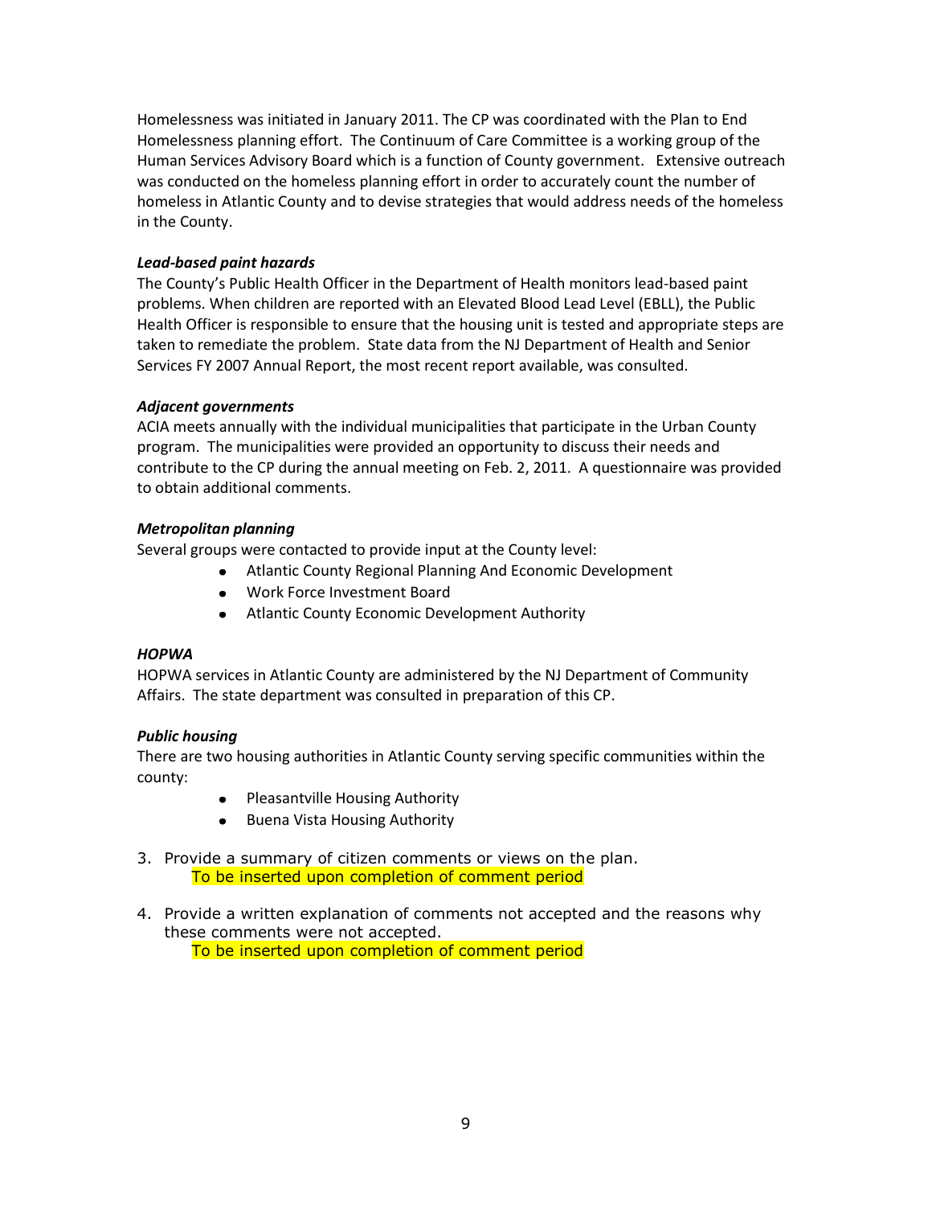Homelessness was initiated in January 2011. The CP was coordinated with the Plan to End Homelessness planning effort. The Continuum of Care Committee is a working group of the Human Services Advisory Board which is a function of County government. Extensive outreach was conducted on the homeless planning effort in order to accurately count the number of homeless in Atlantic County and to devise strategies that would address needs of the homeless in the County.

***Lead-based paint hazards***

The County's Public Health Officer in the Department of Health monitors lead-based paint problems. When children are reported with an Elevated Blood Lead Level (EBLL), the Public Health Officer is responsible to ensure that the housing unit is tested and appropriate steps are taken to remediate the problem. State data from the NJ Department of Health and Senior Services FY 2007 Annual Report, the most recent report available, was consulted.

***Adjacent governments***

ACIA meets annually with the individual municipalities that participate in the Urban County program. The municipalities were provided an opportunity to discuss their needs and contribute to the CP during the annual meeting on Feb. 2, 2011. A questionnaire was provided to obtain additional comments.

***Metropolitan planning***

Several groups were contacted to provide input at the County level:

- Atlantic County Regional Planning And Economic Development
- Work Force Investment Board
- Atlantic County Economic Development Authority

***HOPWA***

HOPWA services in Atlantic County are administered by the NJ Department of Community Affairs. The state department was consulted in preparation of this CP.

***Public housing***

There are two housing authorities in Atlantic County serving specific communities within the county:

- Pleasantville Housing Authority
- Buena Vista Housing Authority

3. Provide a summary of citizen comments or views on the plan.
   To be inserted upon completion of comment period

4. Provide a written explanation of comments not accepted and the reasons why these comments were not accepted.
   To be inserted upon completion of comment period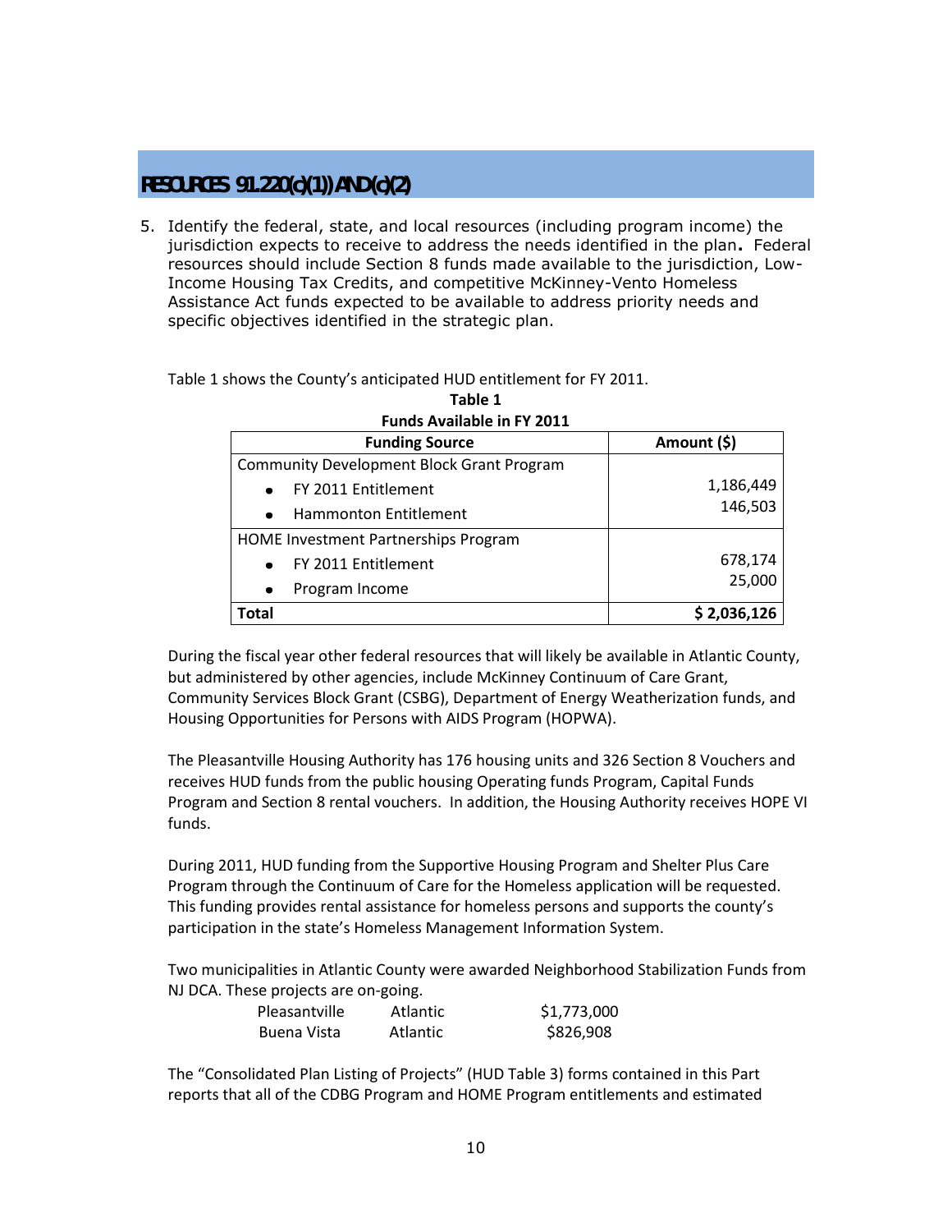## RESOURCES 91.220(c)(1)) AND (c)(2)

5. Identify the federal, state, and local resources (including program income) the jurisdiction expects to receive to address the needs identified in the plan**.** Federal resources should include Section 8 funds made available to the jurisdiction, Low-Income Housing Tax Credits, and competitive McKinney-Vento Homeless Assistance Act funds expected to be available to address priority needs and specific objectives identified in the strategic plan.

Table 1 shows the County's anticipated HUD entitlement for FY 2011.

**Table 1**
**Funds Available in FY 2011**

| Funding Source | Amount ($) |
|---|---|
| Community Development Block Grant Program<br>• FY 2011 Entitlement<br>• Hammonton Entitlement | <br>1,186,449<br>146,503 |
| HOME Investment Partnerships Program<br>• FY 2011 Entitlement<br>• Program Income | <br>678,174<br>25,000 |
| **Total** | **$ 2,036,126** |

During the fiscal year other federal resources that will likely be available in Atlantic County, but administered by other agencies, include McKinney Continuum of Care Grant, Community Services Block Grant (CSBG), Department of Energy Weatherization funds, and Housing Opportunities for Persons with AIDS Program (HOPWA).

The Pleasantville Housing Authority has 176 housing units and 326 Section 8 Vouchers and receives HUD funds from the public housing Operating funds Program, Capital Funds Program and Section 8 rental vouchers. In addition, the Housing Authority receives HOPE VI funds.

During 2011, HUD funding from the Supportive Housing Program and Shelter Plus Care Program through the Continuum of Care for the Homeless application will be requested. This funding provides rental assistance for homeless persons and supports the county's participation in the state's Homeless Management Information System.

Two municipalities in Atlantic County were awarded Neighborhood Stabilization Funds from NJ DCA. These projects are on-going.

| | | |
|---|---|---|
| Pleasantville | Atlantic | $1,773,000 |
| Buena Vista | Atlantic | $826,908 |

The "Consolidated Plan Listing of Projects" (HUD Table 3) forms contained in this Part reports that all of the CDBG Program and HOME Program entitlements and estimated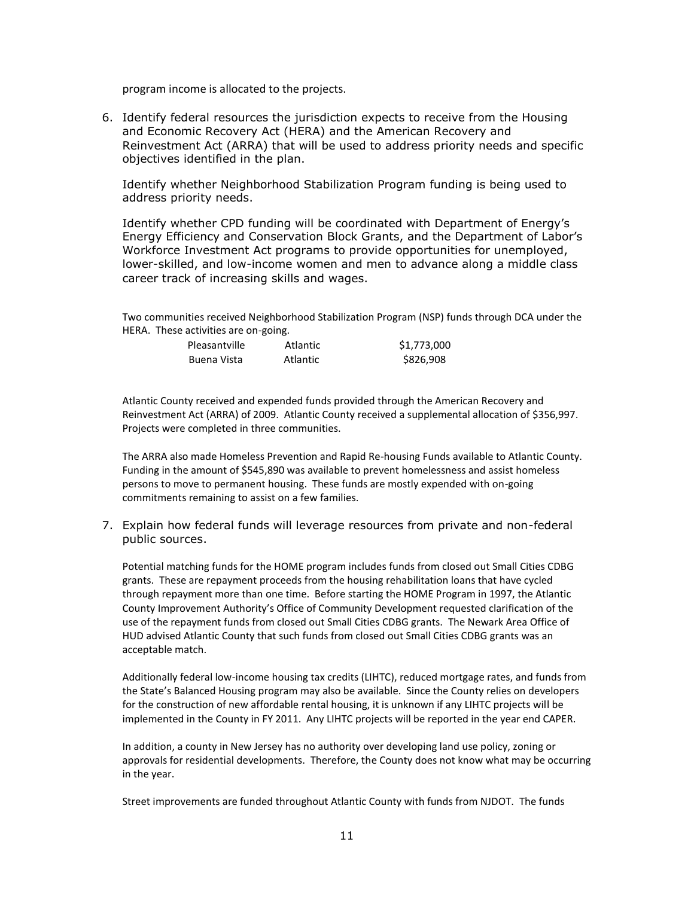program income is allocated to the projects.

6. Identify federal resources the jurisdiction expects to receive from the Housing and Economic Recovery Act (HERA) and the American Recovery and Reinvestment Act (ARRA) that will be used to address priority needs and specific objectives identified in the plan.

   Identify whether Neighborhood Stabilization Program funding is being used to address priority needs.

   Identify whether CPD funding will be coordinated with Department of Energy's Energy Efficiency and Conservation Block Grants, and the Department of Labor's Workforce Investment Act programs to provide opportunities for unemployed, lower-skilled, and low-income women and men to advance along a middle class career track of increasing skills and wages.

Two communities received Neighborhood Stabilization Program (NSP) funds through DCA under the HERA. These activities are on-going.

| | | |
|---|---|---|
| Pleasantville | Atlantic | $1,773,000 |
| Buena Vista | Atlantic | $826,908 |

Atlantic County received and expended funds provided through the American Recovery and Reinvestment Act (ARRA) of 2009. Atlantic County received a supplemental allocation of $356,997. Projects were completed in three communities.

The ARRA also made Homeless Prevention and Rapid Re-housing Funds available to Atlantic County. Funding in the amount of $545,890 was available to prevent homelessness and assist homeless persons to move to permanent housing. These funds are mostly expended with on-going commitments remaining to assist on a few families.

7. Explain how federal funds will leverage resources from private and non-federal public sources.

Potential matching funds for the HOME program includes funds from closed out Small Cities CDBG grants. These are repayment proceeds from the housing rehabilitation loans that have cycled through repayment more than one time. Before starting the HOME Program in 1997, the Atlantic County Improvement Authority's Office of Community Development requested clarification of the use of the repayment funds from closed out Small Cities CDBG grants. The Newark Area Office of HUD advised Atlantic County that such funds from closed out Small Cities CDBG grants was an acceptable match.

Additionally federal low-income housing tax credits (LIHTC), reduced mortgage rates, and funds from the State's Balanced Housing program may also be available. Since the County relies on developers for the construction of new affordable rental housing, it is unknown if any LIHTC projects will be implemented in the County in FY 2011. Any LIHTC projects will be reported in the year end CAPER.

In addition, a county in New Jersey has no authority over developing land use policy, zoning or approvals for residential developments. Therefore, the County does not know what may be occurring in the year.

Street improvements are funded throughout Atlantic County with funds from NJDOT. The funds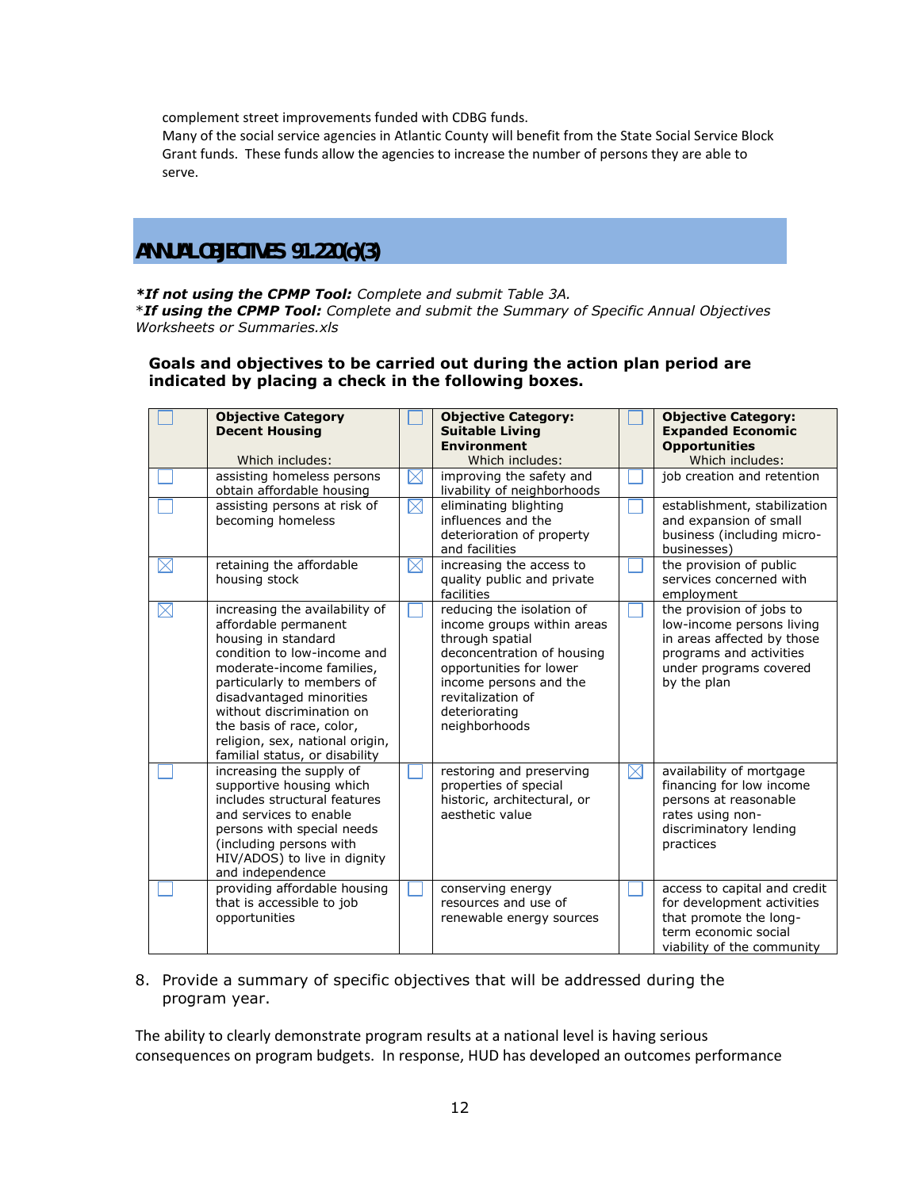complement street improvements funded with CDBG funds.
Many of the social service agencies in Atlantic County will benefit from the State Social Service Block Grant funds. These funds allow the agencies to increase the number of persons they are able to serve.

## ANNUAL OBJECTIVES 91.220(c)(3)

***If not using the CPMP Tool:*** *Complete and submit Table 3A.*
****If using the CPMP Tool:*** *Complete and submit the Summary of Specific Annual Objectives Worksheets or Summaries.xls*

**Goals and objectives to be carried out during the action plan period are indicated by placing a check in the following boxes.**

| ☐ | **Objective Category Decent Housing** Which includes: | ☐ | **Objective Category: Suitable Living Environment** Which includes: | ☐ | **Objective Category: Expanded Economic Opportunities** Which includes: |
|---|---|---|---|---|---|
| ☐ | assisting homeless persons obtain affordable housing | ☒ | improving the safety and livability of neighborhoods | ☐ | job creation and retention |
| ☐ | assisting persons at risk of becoming homeless | ☒ | eliminating blighting influences and the deterioration of property and facilities | ☐ | establishment, stabilization and expansion of small business (including micro-businesses) |
| ☒ | retaining the affordable housing stock | ☒ | increasing the access to quality public and private facilities | ☐ | the provision of public services concerned with employment |
| ☒ | increasing the availability of affordable permanent housing in standard condition to low-income and moderate-income families, particularly to members of disadvantaged minorities without discrimination on the basis of race, color, religion, sex, national origin, familial status, or disability | ☐ | reducing the isolation of income groups within areas through spatial deconcentration of housing opportunities for lower income persons and the revitalization of deteriorating neighborhoods | ☐ | the provision of jobs to low-income persons living in areas affected by those programs and activities under programs covered by the plan |
| ☐ | increasing the supply of supportive housing which includes structural features and services to enable persons with special needs (including persons with HIV/ADOS) to live in dignity and independence | ☐ | restoring and preserving properties of special historic, architectural, or aesthetic value | ☒ | availability of mortgage financing for low income persons at reasonable rates using non-discriminatory lending practices |
| ☐ | providing affordable housing that is accessible to job opportunities | ☐ | conserving energy resources and use of renewable energy sources | ☐ | access to capital and credit for development activities that promote the long-term economic social viability of the community |

8. Provide a summary of specific objectives that will be addressed during the program year.

The ability to clearly demonstrate program results at a national level is having serious consequences on program budgets. In response, HUD has developed an outcomes performance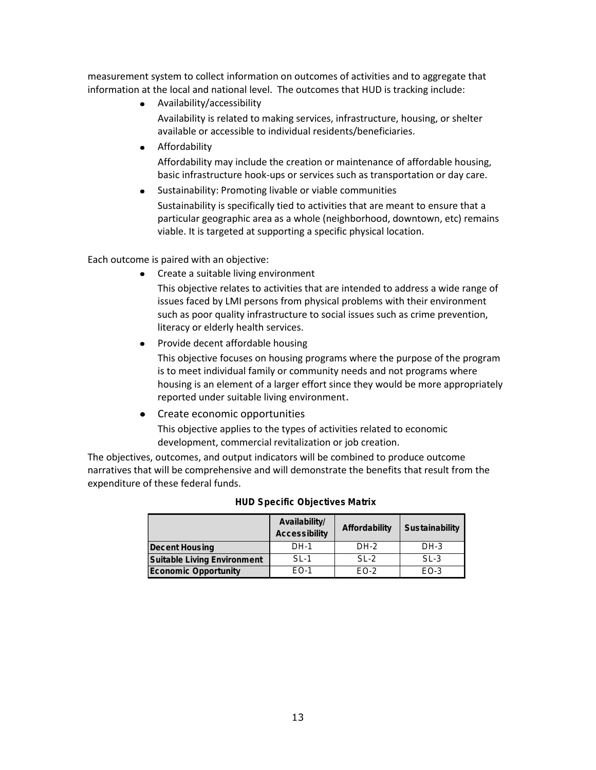measurement system to collect information on outcomes of activities and to aggregate that information at the local and national level. The outcomes that HUD is tracking include:

- Availability/accessibility

  Availability is related to making services, infrastructure, housing, or shelter available or accessible to individual residents/beneficiaries.

- Affordability

  Affordability may include the creation or maintenance of affordable housing, basic infrastructure hook-ups or services such as transportation or day care.

- Sustainability: Promoting livable or viable communities

  Sustainability is specifically tied to activities that are meant to ensure that a particular geographic area as a whole (neighborhood, downtown, etc) remains viable. It is targeted at supporting a specific physical location.

Each outcome is paired with an objective:

- Create a suitable living environment

  This objective relates to activities that are intended to address a wide range of issues faced by LMI persons from physical problems with their environment such as poor quality infrastructure to social issues such as crime prevention, literacy or elderly health services.

- Provide decent affordable housing

  This objective focuses on housing programs where the purpose of the program is to meet individual family or community needs and not programs where housing is an element of a larger effort since they would be more appropriately reported under suitable living environment.

- Create economic opportunities

  This objective applies to the types of activities related to economic development, commercial revitalization or job creation.

The objectives, outcomes, and output indicators will be combined to produce outcome narratives that will be comprehensive and will demonstrate the benefits that result from the expenditure of these federal funds.

**HUD Specific Objectives Matrix**

| | Availability/ Accessibility | Affordability | Sustainability |
|---|---|---|---|
| **Decent Housing** | DH-1 | DH-2 | DH-3 |
| **Suitable Living Environment** | SL-1 | SL-2 | SL-3 |
| **Economic Opportunity** | EO-1 | EO-2 | EO-3 |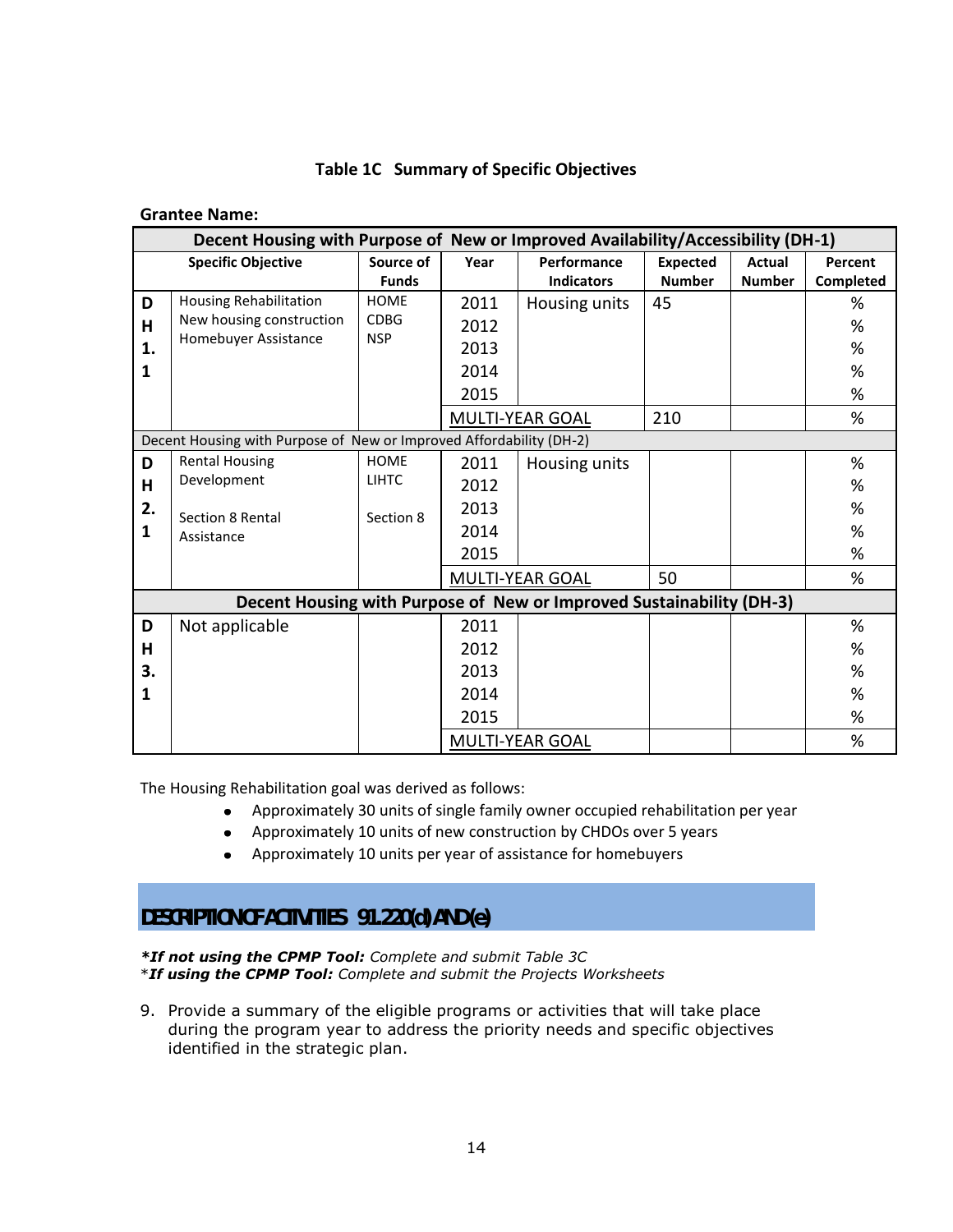**Table 1C Summary of Specific Objectives**

**Grantee Name:**

| | Specific Objective | Source of Funds | Year | Performance Indicators | Expected Number | Actual Number | Percent Completed |
|---|---|---|---|---|---|---|---|
| **Decent Housing with Purpose of New or Improved Availability/Accessibility (DH-1)** | | | | | | | |
| **DH 1.1** | Housing Rehabilitation<br>New housing construction<br>Homebuyer Assistance | HOME<br>CDBG<br>NSP | 2011 | Housing units | 45 | | % |
| | | | 2012 | | | | % |
| | | | 2013 | | | | % |
| | | | 2014 | | | | % |
| | | | 2015 | | | | % |
| | | | MULTI-YEAR GOAL | | 210 | | % |
| Decent Housing with Purpose of New or Improved Affordability (DH-2) | | | | | | | |
| **DH 2.1** | Rental Housing Development<br><br>Section 8 Rental Assistance | HOME<br>LIHTC<br><br>Section 8 | 2011 | Housing units | | | % |
| | | | 2012 | | | | % |
| | | | 2013 | | | | % |
| | | | 2014 | | | | % |
| | | | 2015 | | | | % |
| | | | MULTI-YEAR GOAL | | 50 | | % |
| **Decent Housing with Purpose of New or Improved Sustainability (DH-3)** | | | | | | | |
| **DH 3.1** | Not applicable | | 2011 | | | | % |
| | | | 2012 | | | | % |
| | | | 2013 | | | | % |
| | | | 2014 | | | | % |
| | | | 2015 | | | | % |
| | | | MULTI-YEAR GOAL | | | | % |

The Housing Rehabilitation goal was derived as follows:

- Approximately 30 units of single family owner occupied rehabilitation per year
- Approximately 10 units of new construction by CHDOs over 5 years
- Approximately 10 units per year of assistance for homebuyers

## DESCRIPTION OF ACTIVITIES 91.220(d) AND (e)

***If not using the CPMP Tool:** *Complete and submit Table 3C*
*__If using the CPMP Tool:__ *Complete and submit the Projects Worksheets*

9. Provide a summary of the eligible programs or activities that will take place during the program year to address the priority needs and specific objectives identified in the strategic plan.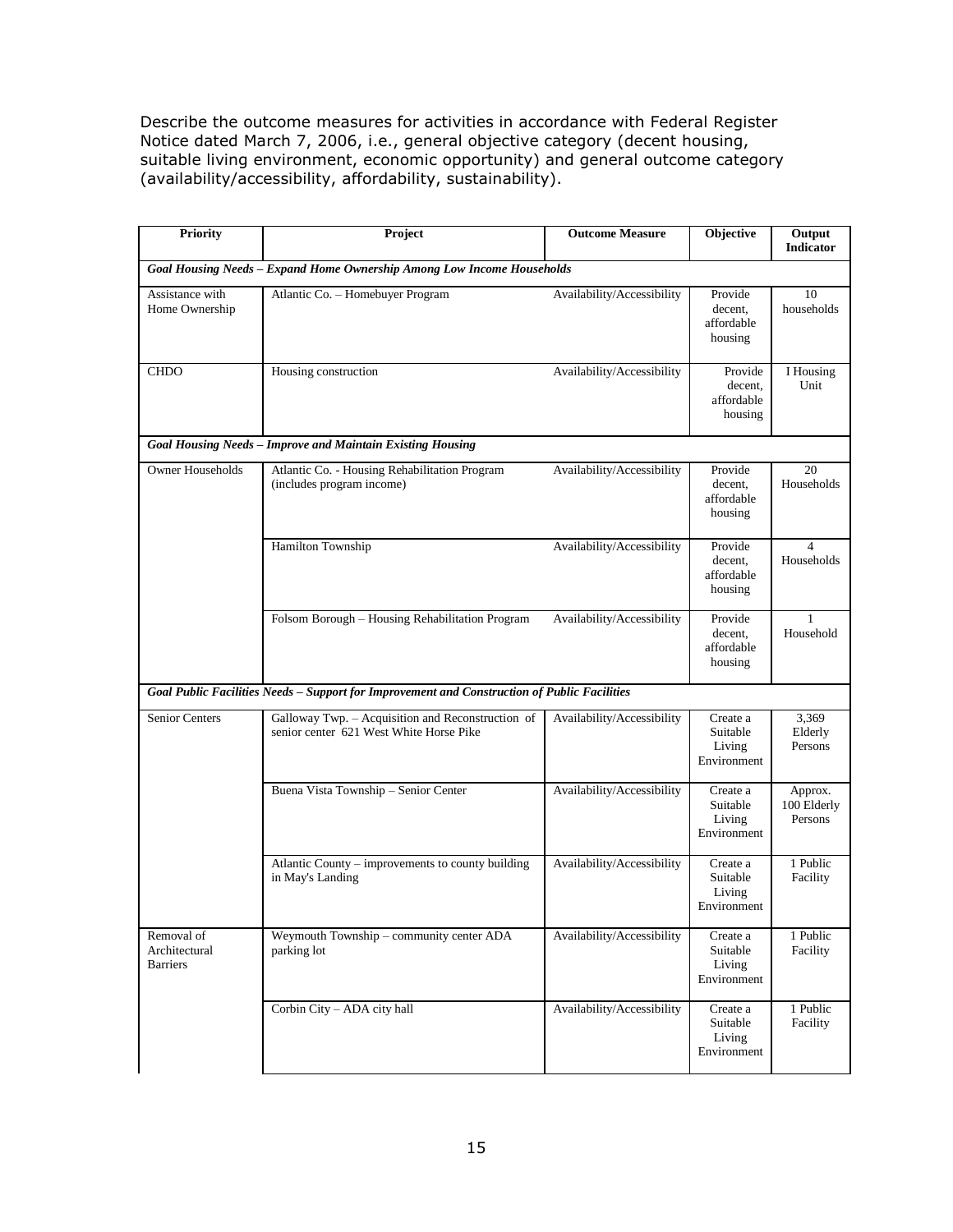Describe the outcome measures for activities in accordance with Federal Register Notice dated March 7, 2006, i.e., general objective category (decent housing, suitable living environment, economic opportunity) and general outcome category (availability/accessibility, affordability, sustainability).

| Priority | Project | Outcome Measure | Objective | Output Indicator |
|---|---|---|---|---|
| ***Goal Housing Needs – Expand Home Ownership Among Low Income Households*** | | | | |
| Assistance with Home Ownership | Atlantic Co. – Homebuyer Program | Availability/Accessibility | Provide decent, affordable housing | 10 households |
| CHDO | Housing construction | Availability/Accessibility | Provide decent, affordable housing | I Housing Unit |
| ***Goal Housing Needs – Improve and Maintain Existing Housing*** | | | | |
| Owner Households | Atlantic Co. - Housing Rehabilitation Program (includes program income) | Availability/Accessibility | Provide decent, affordable housing | 20 Households |
| | Hamilton Township | Availability/Accessibility | Provide decent, affordable housing | 4 Households |
| | Folsom Borough – Housing Rehabilitation Program | Availability/Accessibility | Provide decent, affordable housing | 1 Household |
| ***Goal Public Facilities Needs – Support for Improvement and Construction of Public Facilities*** | | | | |
| Senior Centers | Galloway Twp. – Acquisition and Reconstruction of senior center 621 West White Horse Pike | Availability/Accessibility | Create a Suitable Living Environment | 3,369 Elderly Persons |
| | Buena Vista Township – Senior Center | Availability/Accessibility | Create a Suitable Living Environment | Approx. 100 Elderly Persons |
| | Atlantic County – improvements to county building in May's Landing | Availability/Accessibility | Create a Suitable Living Environment | 1 Public Facility |
| Removal of Architectural Barriers | Weymouth Township – community center ADA parking lot | Availability/Accessibility | Create a Suitable Living Environment | 1 Public Facility |
| | Corbin City – ADA city hall | Availability/Accessibility | Create a Suitable Living Environment | 1 Public Facility |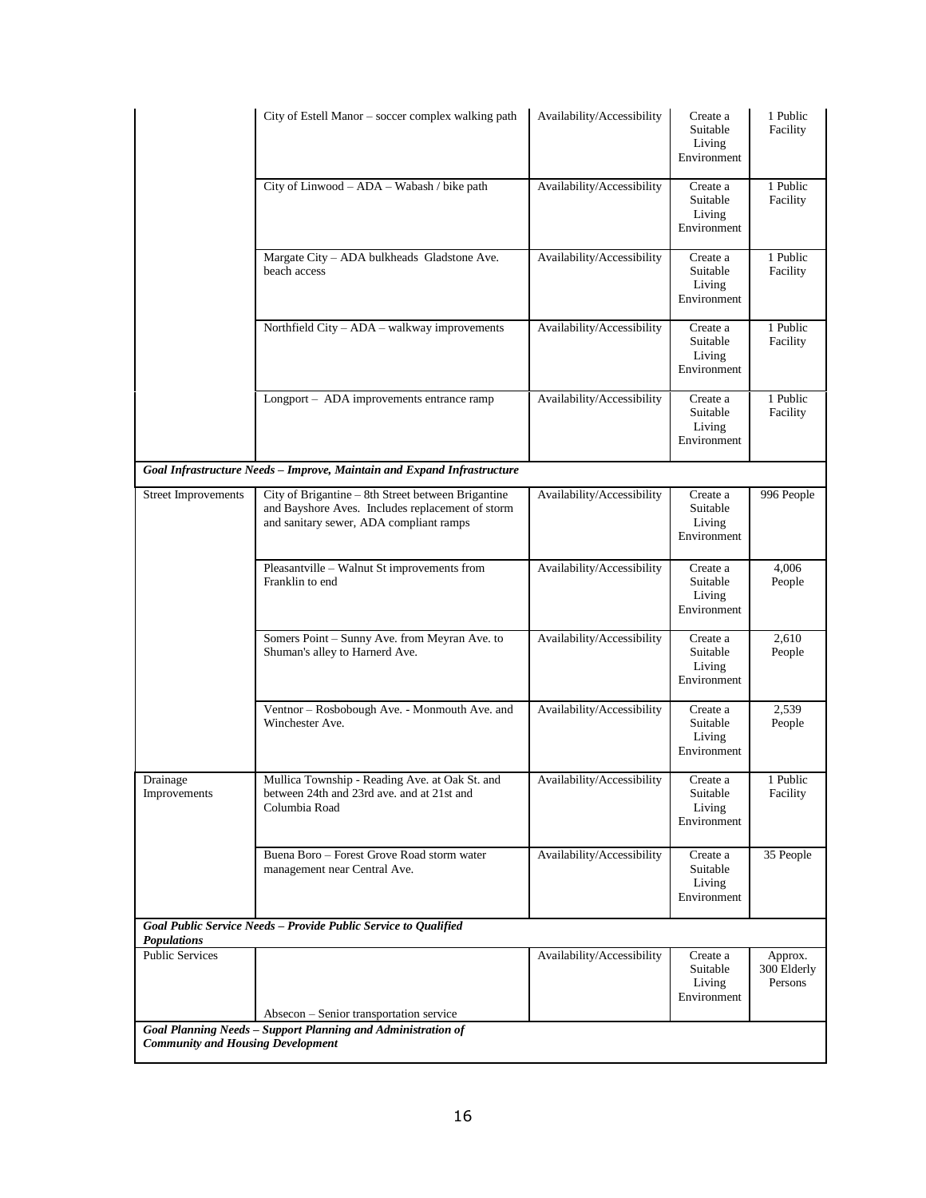| | | | | |
|---|---|---|---|---|
| | City of Estell Manor – soccer complex walking path | Availability/Accessibility | Create a Suitable Living Environment | 1 Public Facility |
| | City of Linwood – ADA – Wabash / bike path | Availability/Accessibility | Create a Suitable Living Environment | 1 Public Facility |
| | Margate City – ADA bulkheads Gladstone Ave. beach access | Availability/Accessibility | Create a Suitable Living Environment | 1 Public Facility |
| | Northfield City – ADA – walkway improvements | Availability/Accessibility | Create a Suitable Living Environment | 1 Public Facility |
| | Longport – ADA improvements entrance ramp | Availability/Accessibility | Create a Suitable Living Environment | 1 Public Facility |
| ***Goal Infrastructure Needs – Improve, Maintain and Expand Infrastructure*** | | | | |
| Street Improvements | City of Brigantine – 8th Street between Brigantine and Bayshore Aves. Includes replacement of storm and sanitary sewer, ADA compliant ramps | Availability/Accessibility | Create a Suitable Living Environment | 996 People |
| | Pleasantville – Walnut St improvements from Franklin to end | Availability/Accessibility | Create a Suitable Living Environment | 4,006 People |
| | Somers Point – Sunny Ave. from Meyran Ave. to Shuman's alley to Harnerd Ave. | Availability/Accessibility | Create a Suitable Living Environment | 2,610 People |
| | Ventnor – Rosbobough Ave. - Monmouth Ave. and Winchester Ave. | Availability/Accessibility | Create a Suitable Living Environment | 2,539 People |
| Drainage Improvements | Mullica Township - Reading Ave. at Oak St. and between 24th and 23rd ave. and at 21st and Columbia Road | Availability/Accessibility | Create a Suitable Living Environment | 1 Public Facility |
| | Buena Boro – Forest Grove Road storm water management near Central Ave. | Availability/Accessibility | Create a Suitable Living Environment | 35 People |
| ***Goal Public Service Needs – Provide Public Service to Qualified Populations*** | | | | |
| Public Services | Absecon – Senior transportation service | Availability/Accessibility | Create a Suitable Living Environment | Approx. 300 Elderly Persons |
| ***Goal Planning Needs – Support Planning and Administration of Community and Housing Development*** | | | | |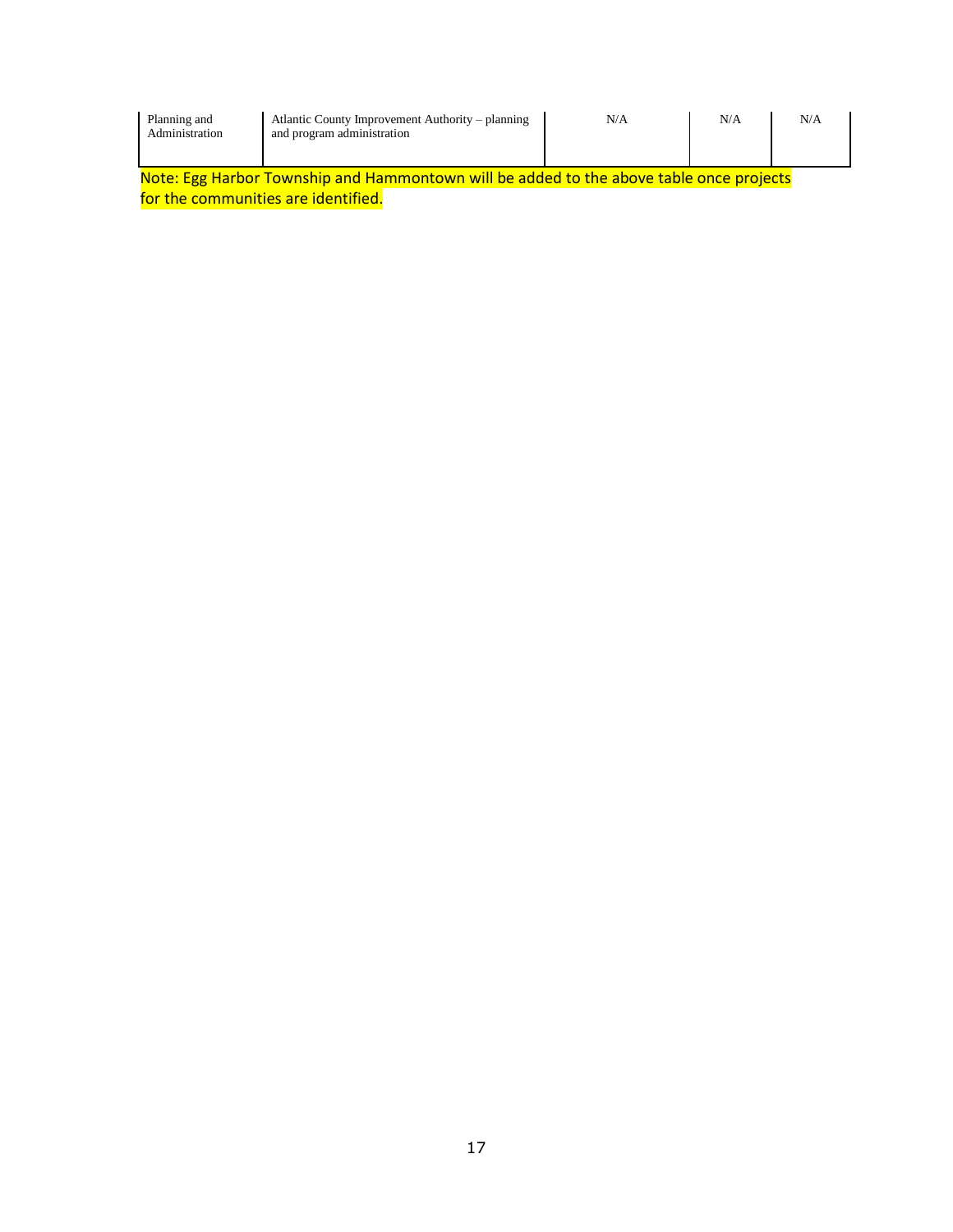| | | | | |
|---|---|---|---|---|
| Planning and Administration | Atlantic County Improvement Authority – planning and program administration | N/A | N/A | N/A |

Note: Egg Harbor Township and Hammontown will be added to the above table once projects for the communities are identified.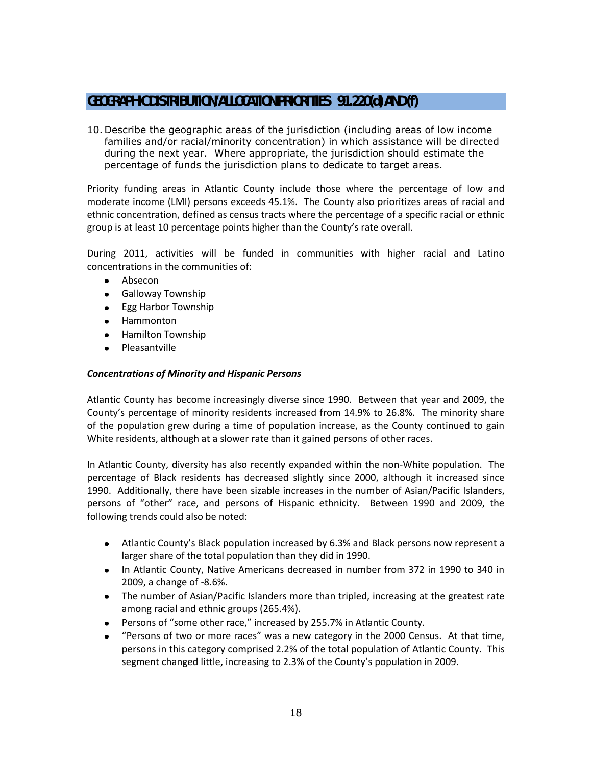## GEOGRAPHIC DISTRIBUTION/ALLOCATION PRIORITIES 91.220(d) AND (f)

10. Describe the geographic areas of the jurisdiction (including areas of low income families and/or racial/minority concentration) in which assistance will be directed during the next year. Where appropriate, the jurisdiction should estimate the percentage of funds the jurisdiction plans to dedicate to target areas.

Priority funding areas in Atlantic County include those where the percentage of low and moderate income (LMI) persons exceeds 45.1%. The County also prioritizes areas of racial and ethnic concentration, defined as census tracts where the percentage of a specific racial or ethnic group is at least 10 percentage points higher than the County's rate overall.

During 2011, activities will be funded in communities with higher racial and Latino concentrations in the communities of:

- Absecon
- Galloway Township
- Egg Harbor Township
- Hammonton
- Hamilton Township
- Pleasantville

***Concentrations of Minority and Hispanic Persons***

Atlantic County has become increasingly diverse since 1990. Between that year and 2009, the County's percentage of minority residents increased from 14.9% to 26.8%. The minority share of the population grew during a time of population increase, as the County continued to gain White residents, although at a slower rate than it gained persons of other races.

In Atlantic County, diversity has also recently expanded within the non-White population. The percentage of Black residents has decreased slightly since 2000, although it increased since 1990. Additionally, there have been sizable increases in the number of Asian/Pacific Islanders, persons of "other" race, and persons of Hispanic ethnicity. Between 1990 and 2009, the following trends could also be noted:

- Atlantic County's Black population increased by 6.3% and Black persons now represent a larger share of the total population than they did in 1990.
- In Atlantic County, Native Americans decreased in number from 372 in 1990 to 340 in 2009, a change of -8.6%.
- The number of Asian/Pacific Islanders more than tripled, increasing at the greatest rate among racial and ethnic groups (265.4%).
- Persons of "some other race," increased by 255.7% in Atlantic County.
- "Persons of two or more races" was a new category in the 2000 Census. At that time, persons in this category comprised 2.2% of the total population of Atlantic County. This segment changed little, increasing to 2.3% of the County's population in 2009.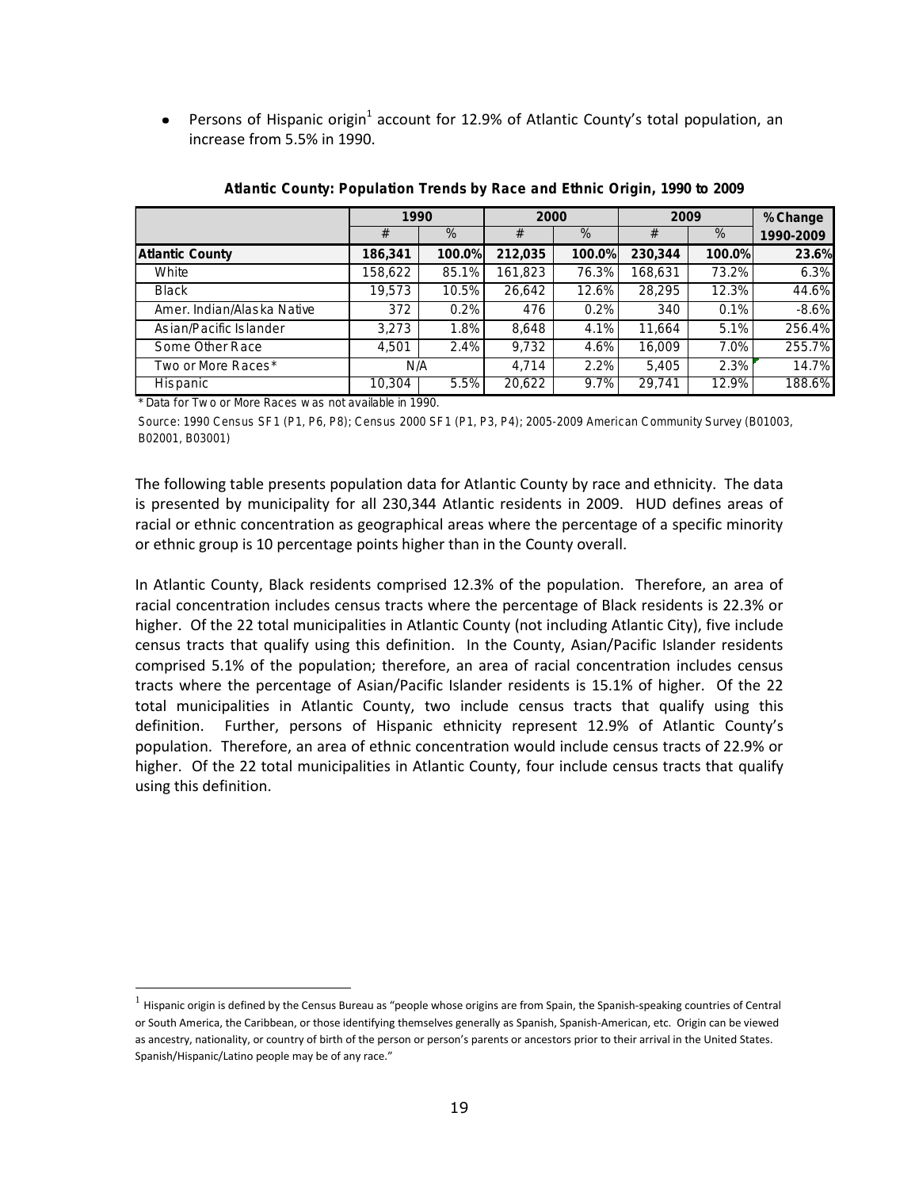- Persons of Hispanic origin[1] account for 12.9% of Atlantic County's total population, an increase from 5.5% in 1990.

**Atlantic County: Population Trends by Race and Ethnic Origin, 1990 to 2009**

| | 1990 | | 2000 | | 2009 | | % Change |
|---|---|---|---|---|---|---|---|
| | # | % | # | % | # | % | 1990-2009 |
| **Atlantic County** | **186,341** | **100.0%** | **212,035** | **100.0%** | **230,344** | **100.0%** | **23.6%** |
| White | 158,622 | 85.1% | 161,823 | 76.3% | 168,631 | 73.2% | 6.3% |
| Black | 19,573 | 10.5% | 26,642 | 12.6% | 28,295 | 12.3% | 44.6% |
| Amer. Indian/Alaska Native | 372 | 0.2% | 476 | 0.2% | 340 | 0.1% | -8.6% |
| Asian/Pacific Islander | 3,273 | 1.8% | 8,648 | 4.1% | 11,664 | 5.1% | 256.4% |
| Some Other Race | 4,501 | 2.4% | 9,732 | 4.6% | 16,009 | 7.0% | 255.7% |
| Two or More Races* | N/A | | 4,714 | 2.2% | 5,405 | 2.3% | 14.7% |
| Hispanic | 10,304 | 5.5% | 20,622 | 9.7% | 29,741 | 12.9% | 188.6% |

* Data for Two or More Races was not available in 1990.

Source: 1990 Census SF1 (P1, P6, P8); Census 2000 SF1 (P1, P3, P4); 2005-2009 American Community Survey (B01003, B02001, B03001)

The following table presents population data for Atlantic County by race and ethnicity. The data is presented by municipality for all 230,344 Atlantic residents in 2009. HUD defines areas of racial or ethnic concentration as geographical areas where the percentage of a specific minority or ethnic group is 10 percentage points higher than in the County overall.

In Atlantic County, Black residents comprised 12.3% of the population. Therefore, an area of racial concentration includes census tracts where the percentage of Black residents is 22.3% or higher. Of the 22 total municipalities in Atlantic County (not including Atlantic City), five include census tracts that qualify using this definition. In the County, Asian/Pacific Islander residents comprised 5.1% of the population; therefore, an area of racial concentration includes census tracts where the percentage of Asian/Pacific Islander residents is 15.1% of higher. Of the 22 total municipalities in Atlantic County, two include census tracts that qualify using this definition. Further, persons of Hispanic ethnicity represent 12.9% of Atlantic County's population. Therefore, an area of ethnic concentration would include census tracts of 22.9% or higher. Of the 22 total municipalities in Atlantic County, four include census tracts that qualify using this definition.

[1] Hispanic origin is defined by the Census Bureau as "people whose origins are from Spain, the Spanish-speaking countries of Central or South America, the Caribbean, or those identifying themselves generally as Spanish, Spanish-American, etc. Origin can be viewed as ancestry, nationality, or country of birth of the person or person's parents or ancestors prior to their arrival in the United States. Spanish/Hispanic/Latino people may be of any race."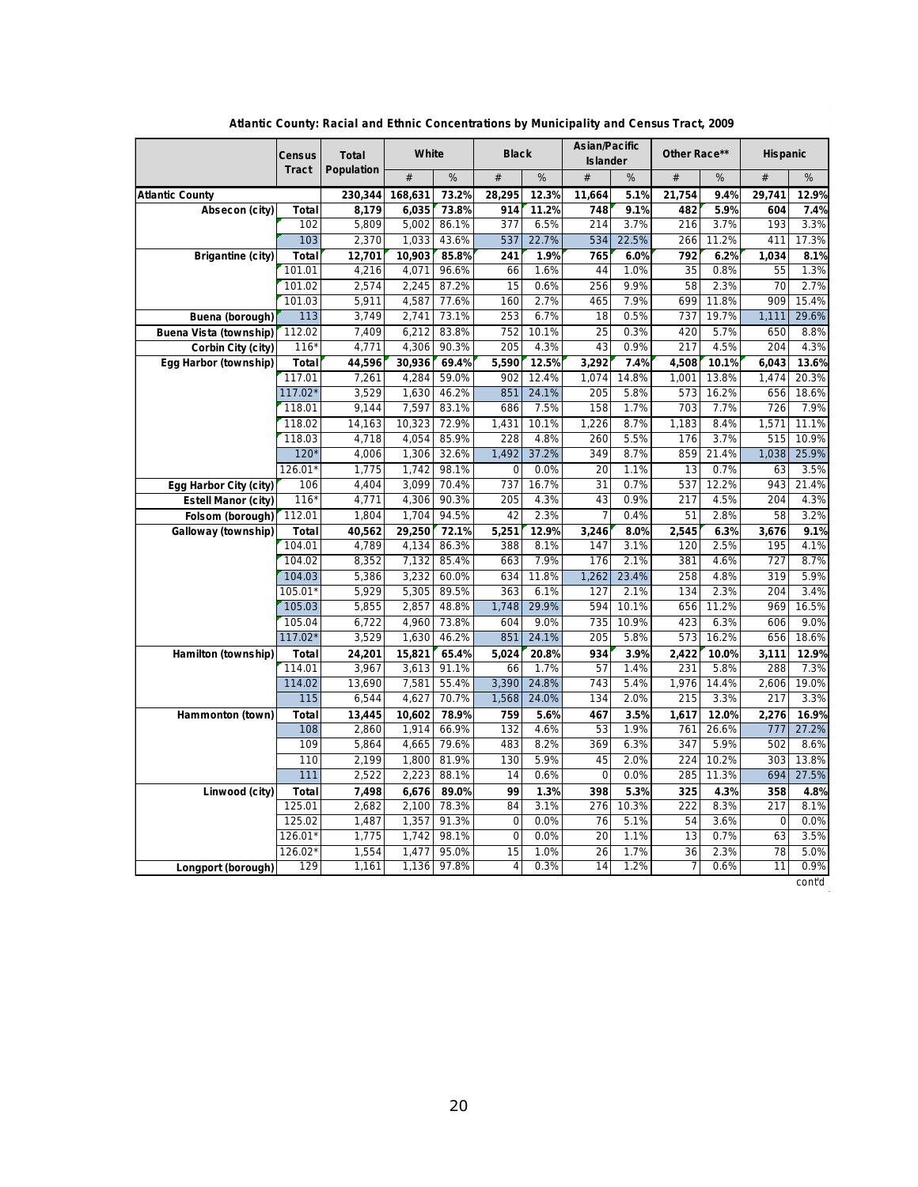**Atlantic County: Racial and Ethnic Concentrations by Municipality and Census Tract, 2009**

| | Census Tract | Total Population | White | | Black | | Asian/Pacific Islander | | Other Race** | | Hispanic | |
|---|---|---|---|---|---|---|---|---|---|---|---|---|
| | | | # | % | # | % | # | % | # | % | # | % |
| **Atlantic County** | | **230,344** | **168,631** | **73.2%** | **28,295** | **12.3%** | **11,664** | **5.1%** | **21,754** | **9.4%** | **29,741** | **12.9%** |
| **Absecon (city)** | **Total** | **8,179** | **6,035** | **73.8%** | **914** | **11.2%** | **748** | **9.1%** | **482** | **5.9%** | **604** | **7.4%** |
| | 102 | 5,809 | 5,002 | 86.1% | 377 | 6.5% | 214 | 3.7% | 216 | 3.7% | 193 | 3.3% |
| | 103 | 2,370 | 1,033 | 43.6% | 537 | 22.7% | 534 | 22.5% | 266 | 11.2% | 411 | 17.3% |
| **Brigantine (city)** | **Total** | **12,701** | **10,903** | **85.8%** | **241** | **1.9%** | **765** | **6.0%** | **792** | **6.2%** | **1,034** | **8.1%** |
| | 101.01 | 4,216 | 4,071 | 96.6% | 66 | 1.6% | 44 | 1.0% | 35 | 0.8% | 55 | 1.3% |
| | 101.02 | 2,574 | 2,245 | 87.2% | 15 | 0.6% | 256 | 9.9% | 58 | 2.3% | 70 | 2.7% |
| | 101.03 | 5,911 | 4,587 | 77.6% | 160 | 2.7% | 465 | 7.9% | 699 | 11.8% | 909 | 15.4% |
| **Buena (borough)** | 113 | 3,749 | 2,741 | 73.1% | 253 | 6.7% | 18 | 0.5% | 737 | 19.7% | 1,111 | 29.6% |
| **Buena Vista (township)** | 112.02 | 7,409 | 6,212 | 83.8% | 752 | 10.1% | 25 | 0.3% | 420 | 5.7% | 650 | 8.8% |
| **Corbin City (city)** | 116* | 4,771 | 4,306 | 90.3% | 205 | 4.3% | 43 | 0.9% | 217 | 4.5% | 204 | 4.3% |
| **Egg Harbor (township)** | **Total** | **44,596** | **30,936** | **69.4%** | **5,590** | **12.5%** | **3,292** | **7.4%** | **4,508** | **10.1%** | **6,043** | **13.6%** |
| | 117.01 | 7,261 | 4,284 | 59.0% | 902 | 12.4% | 1,074 | 14.8% | 1,001 | 13.8% | 1,474 | 20.3% |
| | 117.02* | 3,529 | 1,630 | 46.2% | 851 | 24.1% | 205 | 5.8% | 573 | 16.2% | 656 | 18.6% |
| | 118.01 | 9,144 | 7,597 | 83.1% | 686 | 7.5% | 158 | 1.7% | 703 | 7.7% | 726 | 7.9% |
| | 118.02 | 14,163 | 10,323 | 72.9% | 1,431 | 10.1% | 1,226 | 8.7% | 1,183 | 8.4% | 1,571 | 11.1% |
| | 118.03 | 4,718 | 4,054 | 85.9% | 228 | 4.8% | 260 | 5.5% | 176 | 3.7% | 515 | 10.9% |
| | 120* | 4,006 | 1,306 | 32.6% | 1,492 | 37.2% | 349 | 8.7% | 859 | 21.4% | 1,038 | 25.9% |
| | 126.01* | 1,775 | 1,742 | 98.1% | 0 | 0.0% | 20 | 1.1% | 13 | 0.7% | 63 | 3.5% |
| **Egg Harbor City (city)** | 106 | 4,404 | 3,099 | 70.4% | 737 | 16.7% | 31 | 0.7% | 537 | 12.2% | 943 | 21.4% |
| **Estell Manor (city)** | 116* | 4,771 | 4,306 | 90.3% | 205 | 4.3% | 43 | 0.9% | 217 | 4.5% | 204 | 4.3% |
| **Folsom (borough)** | 112.01 | 1,804 | 1,704 | 94.5% | 42 | 2.3% | 7 | 0.4% | 51 | 2.8% | 58 | 3.2% |
| **Galloway (township)** | **Total** | **40,562** | **29,250** | **72.1%** | **5,251** | **12.9%** | **3,246** | **8.0%** | **2,545** | **6.3%** | **3,676** | **9.1%** |
| | 104.01 | 4,789 | 4,134 | 86.3% | 388 | 8.1% | 147 | 3.1% | 120 | 2.5% | 195 | 4.1% |
| | 104.02 | 8,352 | 7,132 | 85.4% | 663 | 7.9% | 176 | 2.1% | 381 | 4.6% | 727 | 8.7% |
| | 104.03 | 5,386 | 3,232 | 60.0% | 634 | 11.8% | 1,262 | 23.4% | 258 | 4.8% | 319 | 5.9% |
| | 105.01* | 5,929 | 5,305 | 89.5% | 363 | 6.1% | 127 | 2.1% | 134 | 2.3% | 204 | 3.4% |
| | 105.03 | 5,855 | 2,857 | 48.8% | 1,748 | 29.9% | 594 | 10.1% | 656 | 11.2% | 969 | 16.5% |
| | 105.04 | 6,722 | 4,960 | 73.8% | 604 | 9.0% | 735 | 10.9% | 423 | 6.3% | 606 | 9.0% |
| | 117.02* | 3,529 | 1,630 | 46.2% | 851 | 24.1% | 205 | 5.8% | 573 | 16.2% | 656 | 18.6% |
| **Hamilton (township)** | **Total** | **24,201** | **15,821** | **65.4%** | **5,024** | **20.8%** | **934** | **3.9%** | **2,422** | **10.0%** | **3,111** | **12.9%** |
| | 114.01 | 3,967 | 3,613 | 91.1% | 66 | 1.7% | 57 | 1.4% | 231 | 5.8% | 288 | 7.3% |
| | 114.02 | 13,690 | 7,581 | 55.4% | 3,390 | 24.8% | 743 | 5.4% | 1,976 | 14.4% | 2,606 | 19.0% |
| | 115 | 6,544 | 4,627 | 70.7% | 1,568 | 24.0% | 134 | 2.0% | 215 | 3.3% | 217 | 3.3% |
| **Hammonton (town)** | **Total** | **13,445** | **10,602** | **78.9%** | **759** | **5.6%** | **467** | **3.5%** | **1,617** | **12.0%** | **2,276** | **16.9%** |
| | 108 | 2,860 | 1,914 | 66.9% | 132 | 4.6% | 53 | 1.9% | 761 | 26.6% | 777 | 27.2% |
| | 109 | 5,864 | 4,665 | 79.6% | 483 | 8.2% | 369 | 6.3% | 347 | 5.9% | 502 | 8.6% |
| | 110 | 2,199 | 1,800 | 81.9% | 130 | 5.9% | 45 | 2.0% | 224 | 10.2% | 303 | 13.8% |
| | 111 | 2,522 | 2,223 | 88.1% | 14 | 0.6% | 0 | 0.0% | 285 | 11.3% | 694 | 27.5% |
| **Linwood (city)** | **Total** | **7,498** | **6,676** | **89.0%** | **99** | **1.3%** | **398** | **5.3%** | **325** | **4.3%** | **358** | **4.8%** |
| | 125.01 | 2,682 | 2,100 | 78.3% | 84 | 3.1% | 276 | 10.3% | 222 | 8.3% | 217 | 8.1% |
| | 125.02 | 1,487 | 1,357 | 91.3% | 0 | 0.0% | 76 | 5.1% | 54 | 3.6% | 0 | 0.0% |
| | 126.01* | 1,775 | 1,742 | 98.1% | 0 | 0.0% | 20 | 1.1% | 13 | 0.7% | 63 | 3.5% |
| | 126.02* | 1,554 | 1,477 | 95.0% | 15 | 1.0% | 26 | 1.7% | 36 | 2.3% | 78 | 5.0% |
| **Longport (borough)** | 129 | 1,161 | 1,136 | 97.8% | 4 | 0.3% | 14 | 1.2% | 7 | 0.6% | 11 | 0.9% |

cont'd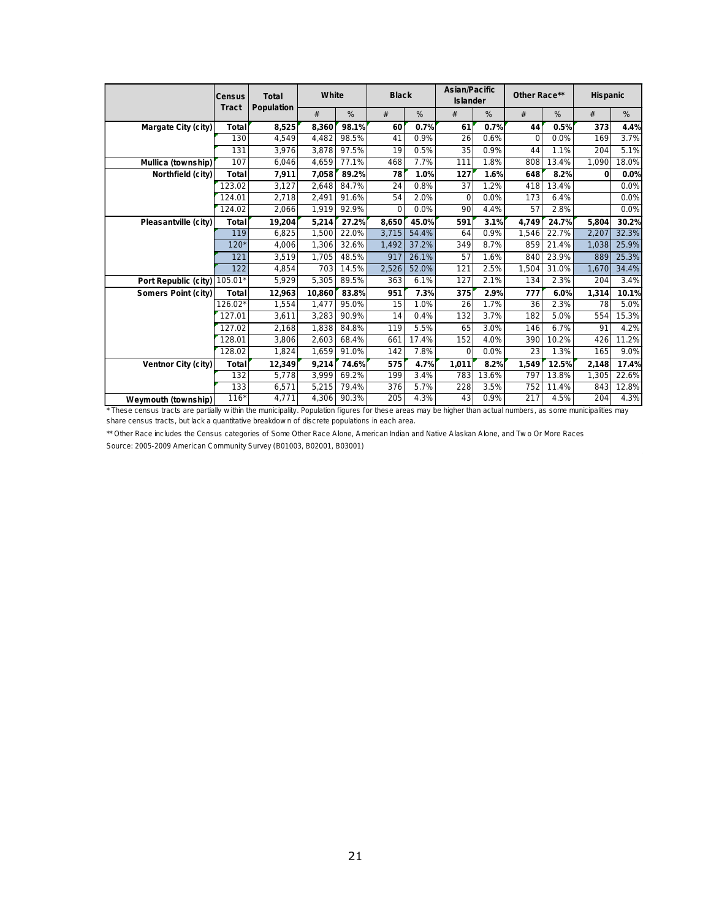| | Census Tract | Total Population | White | | Black | | Asian/Pacific Islander | | Other Race** | | Hispanic | |
|---|---|---|---|---|---|---|---|---|---|---|---|---|
| | | | # | % | # | % | # | % | # | % | # | % |
| **Margate City (city)** | **Total** | **8,525** | **8,360** | **98.1%** | **60** | **0.7%** | **61** | **0.7%** | **44** | **0.5%** | **373** | **4.4%** |
| | 130 | 4,549 | 4,482 | 98.5% | 41 | 0.9% | 26 | 0.6% | 0 | 0.0% | 169 | 3.7% |
| | 131 | 3,976 | 3,878 | 97.5% | 19 | 0.5% | 35 | 0.9% | 44 | 1.1% | 204 | 5.1% |
| **Mullica (township)** | 107 | 6,046 | 4,659 | 77.1% | 468 | 7.7% | 111 | 1.8% | 808 | 13.4% | 1,090 | 18.0% |
| **Northfield (city)** | **Total** | **7,911** | **7,058** | **89.2%** | **78** | **1.0%** | **127** | **1.6%** | **648** | **8.2%** | **0** | **0.0%** |
| | 123.02 | 3,127 | 2,648 | 84.7% | 24 | 0.8% | 37 | 1.2% | 418 | 13.4% | | 0.0% |
| | 124.01 | 2,718 | 2,491 | 91.6% | 54 | 2.0% | 0 | 0.0% | 173 | 6.4% | | 0.0% |
| | 124.02 | 2,066 | 1,919 | 92.9% | 0 | 0.0% | 90 | 4.4% | 57 | 2.8% | | 0.0% |
| **Pleasantville (city)** | **Total** | **19,204** | **5,214** | **27.2%** | **8,650** | **45.0%** | **591** | **3.1%** | **4,749** | **24.7%** | **5,804** | **30.2%** |
| | 119 | 6,825 | 1,500 | 22.0% | 3,715 | 54.4% | 64 | 0.9% | 1,546 | 22.7% | 2,207 | 32.3% |
| | 120* | 4,006 | 1,306 | 32.6% | 1,492 | 37.2% | 349 | 8.7% | 859 | 21.4% | 1,038 | 25.9% |
| | 121 | 3,519 | 1,705 | 48.5% | 917 | 26.1% | 57 | 1.6% | 840 | 23.9% | 889 | 25.3% |
| | 122 | 4,854 | 703 | 14.5% | 2,526 | 52.0% | 121 | 2.5% | 1,504 | 31.0% | 1,670 | 34.4% |
| **Port Republic (city)** | 105.01* | 5,929 | 5,305 | 89.5% | 363 | 6.1% | 127 | 2.1% | 134 | 2.3% | 204 | 3.4% |
| **Somers Point (city)** | **Total** | **12,963** | **10,860** | **83.8%** | **951** | **7.3%** | **375** | **2.9%** | **777** | **6.0%** | **1,314** | **10.1%** |
| | 126.02* | 1,554 | 1,477 | 95.0% | 15 | 1.0% | 26 | 1.7% | 36 | 2.3% | 78 | 5.0% |
| | 127.01 | 3,611 | 3,283 | 90.9% | 14 | 0.4% | 132 | 3.7% | 182 | 5.0% | 554 | 15.3% |
| | 127.02 | 2,168 | 1,838 | 84.8% | 119 | 5.5% | 65 | 3.0% | 146 | 6.7% | 91 | 4.2% |
| | 128.01 | 3,806 | 2,603 | 68.4% | 661 | 17.4% | 152 | 4.0% | 390 | 10.2% | 426 | 11.2% |
| | 128.02 | 1,824 | 1,659 | 91.0% | 142 | 7.8% | 0 | 0.0% | 23 | 1.3% | 165 | 9.0% |
| **Ventnor City (city)** | **Total** | **12,349** | **9,214** | **74.6%** | **575** | **4.7%** | **1,011** | **8.2%** | **1,549** | **12.5%** | **2,148** | **17.4%** |
| | 132 | 5,778 | 3,999 | 69.2% | 199 | 3.4% | 783 | 13.6% | 797 | 13.8% | 1,305 | 22.6% |
| | 133 | 6,571 | 5,215 | 79.4% | 376 | 5.7% | 228 | 3.5% | 752 | 11.4% | 843 | 12.8% |
| **Weymouth (township)** | 116* | 4,771 | 4,306 | 90.3% | 205 | 4.3% | 43 | 0.9% | 217 | 4.5% | 204 | 4.3% |

* These census tracts are partially within the municipality. Population figures for these areas may be higher than actual numbers, as some municipalities may share census tracts, but lack a quantitative breakdown of discrete populations in each area.

** Other Race includes the Census categories of Some Other Race Alone, American Indian and Native Alaskan Alone, and Two Or More Races

Source: 2005-2009 American Community Survey (B01003, B02001, B03001)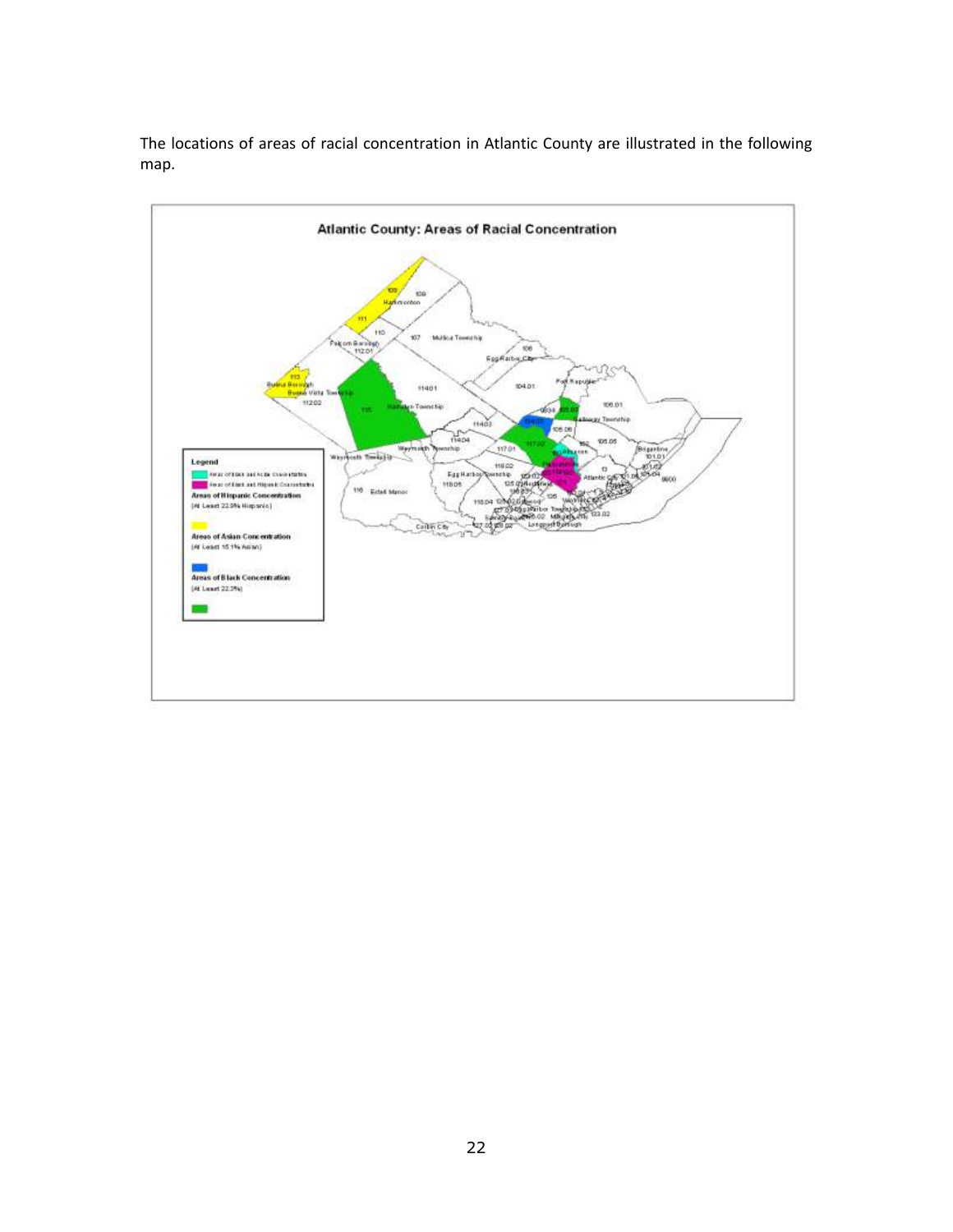The locations of areas of racial concentration in Atlantic County are illustrated in the following map.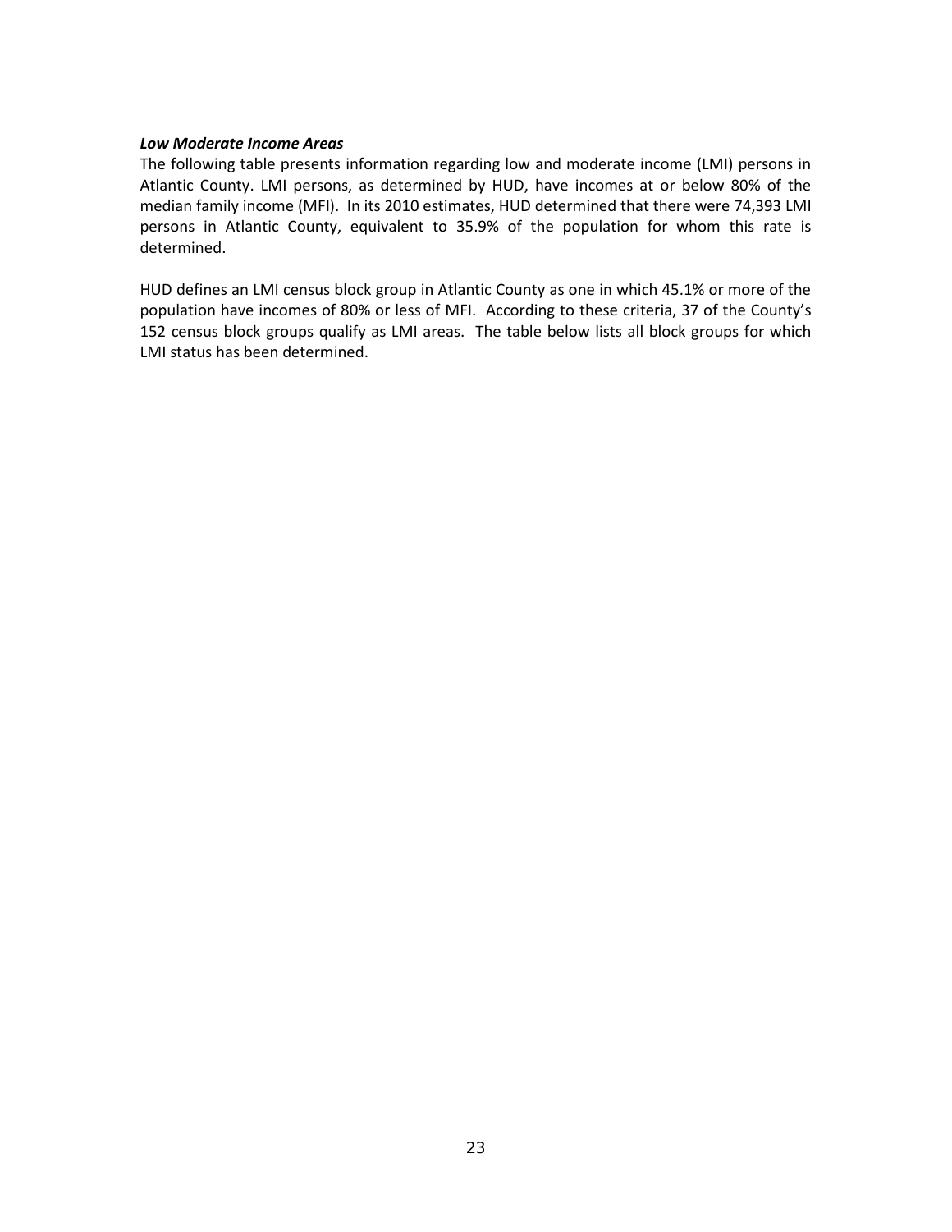***Low Moderate Income Areas***

The following table presents information regarding low and moderate income (LMI) persons in Atlantic County. LMI persons, as determined by HUD, have incomes at or below 80% of the median family income (MFI). In its 2010 estimates, HUD determined that there were 74,393 LMI persons in Atlantic County, equivalent to 35.9% of the population for whom this rate is determined.

HUD defines an LMI census block group in Atlantic County as one in which 45.1% or more of the population have incomes of 80% or less of MFI. According to these criteria, 37 of the County's 152 census block groups qualify as LMI areas. The table below lists all block groups for which LMI status has been determined.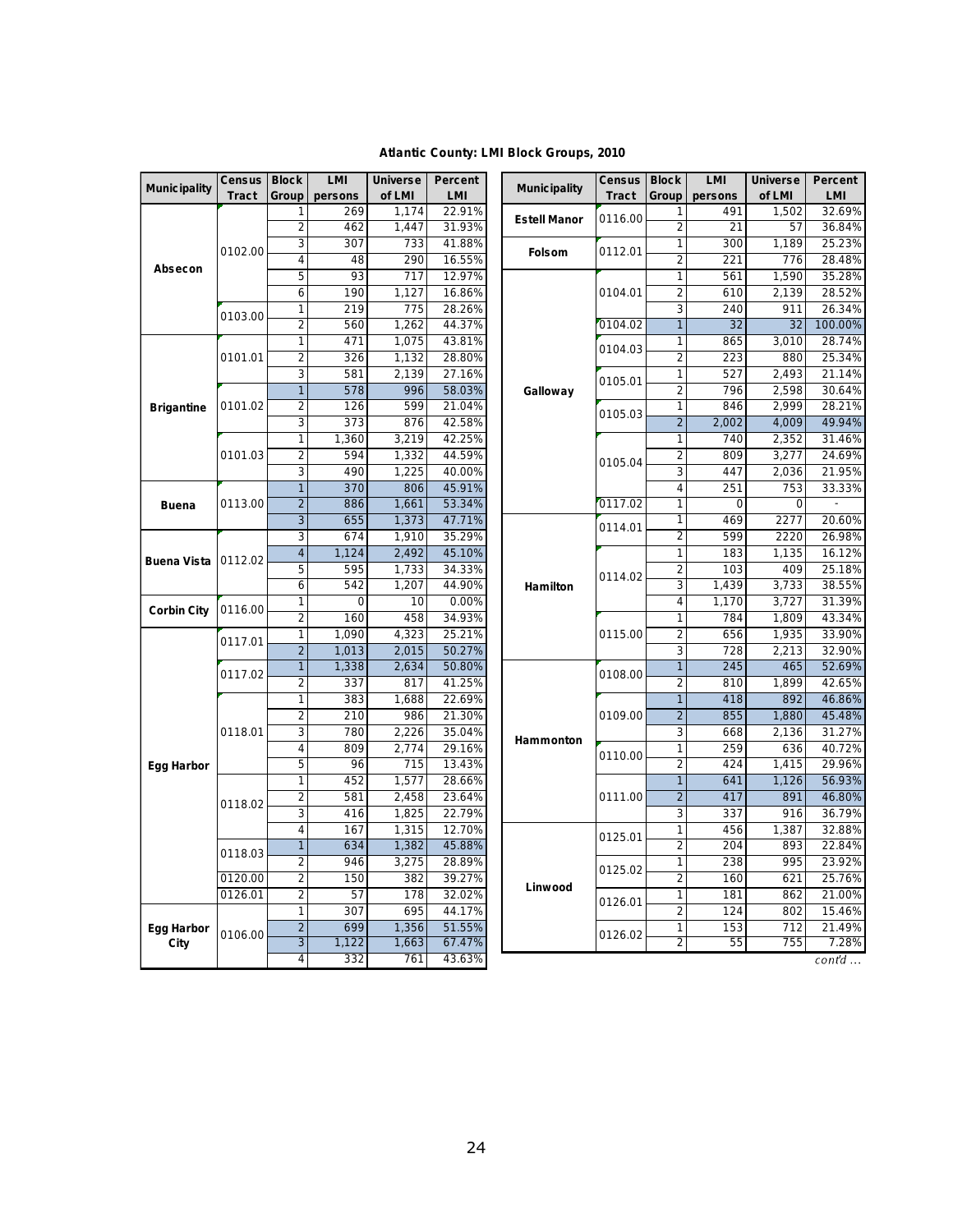**Atlantic County: LMI Block Groups, 2010**

| Municipality | Census Tract | Block Group | LMI persons | Universe of LMI | Percent LMI |
|---|---|---|---|---|---|
| Absecon | 0102.00 | 1 | 269 | 1,174 | 22.91% |
| | | 2 | 462 | 1,447 | 31.93% |
| | | 3 | 307 | 733 | 41.88% |
| | | 4 | 48 | 290 | 16.55% |
| | | 5 | 93 | 717 | 12.97% |
| | | 6 | 190 | 1,127 | 16.86% |
| | 0103.00 | 1 | 219 | 775 | 28.26% |
| | | 2 | 560 | 1,262 | 44.37% |
| Brigantine | 0101.01 | 1 | 471 | 1,075 | 43.81% |
| | | 2 | 326 | 1,132 | 28.80% |
| | | 3 | 581 | 2,139 | 27.16% |
| | 0101.02 | 1 | 578 | 996 | 58.03% |
| | | 2 | 126 | 599 | 21.04% |
| | | 3 | 373 | 876 | 42.58% |
| | 0101.03 | 1 | 1,360 | 3,219 | 42.25% |
| | | 2 | 594 | 1,332 | 44.59% |
| | | 3 | 490 | 1,225 | 40.00% |
| Buena | 0113.00 | 1 | 370 | 806 | 45.91% |
| | | 2 | 886 | 1,661 | 53.34% |
| | | 3 | 655 | 1,373 | 47.71% |
| Buena Vista | 0112.02 | 3 | 674 | 1,910 | 35.29% |
| | | 4 | 1,124 | 2,492 | 45.10% |
| | | 5 | 595 | 1,733 | 34.33% |
| | | 6 | 542 | 1,207 | 44.90% |
| Corbin City | 0116.00 | 1 | 0 | 10 | 0.00% |
| | | 2 | 160 | 458 | 34.93% |
| Egg Harbor | 0117.01 | 1 | 1,090 | 4,323 | 25.21% |
| | | 2 | 1,013 | 2,015 | 50.27% |
| | 0117.02 | 1 | 1,338 | 2,634 | 50.80% |
| | | 2 | 337 | 817 | 41.25% |
| | 0118.01 | 1 | 383 | 1,688 | 22.69% |
| | | 2 | 210 | 986 | 21.30% |
| | | 3 | 780 | 2,226 | 35.04% |
| | | 4 | 809 | 2,774 | 29.16% |
| | | 5 | 96 | 715 | 13.43% |
| | 0118.02 | 1 | 452 | 1,577 | 28.66% |
| | | 2 | 581 | 2,458 | 23.64% |
| | | 3 | 416 | 1,825 | 22.79% |
| | | 4 | 167 | 1,315 | 12.70% |
| | 0118.03 | 1 | 634 | 1,382 | 45.88% |
| | | 2 | 946 | 3,275 | 28.89% |
| | 0120.00 | 2 | 150 | 382 | 39.27% |
| | 0126.01 | 2 | 57 | 178 | 32.02% |
| Egg Harbor City | 0106.00 | 1 | 307 | 695 | 44.17% |
| | | 2 | 699 | 1,356 | 51.55% |
| | | 3 | 1,122 | 1,663 | 67.47% |
| | | 4 | 332 | 761 | 43.63% |
| Estell Manor | 0116.00 | 1 | 491 | 1,502 | 32.69% |
| | | 2 | 21 | 57 | 36.84% |
| Folsom | 0112.01 | 1 | 300 | 1,189 | 25.23% |
| | | 2 | 221 | 776 | 28.48% |
| Galloway | 0104.01 | 1 | 561 | 1,590 | 35.28% |
| | | 2 | 610 | 2,139 | 28.52% |
| | | 3 | 240 | 911 | 26.34% |
| | 0104.02 | 1 | 32 | 32 | 100.00% |
| | 0104.03 | 1 | 865 | 3,010 | 28.74% |
| | | 2 | 223 | 880 | 25.34% |
| | 0105.01 | 1 | 527 | 2,493 | 21.14% |
| | | 2 | 796 | 2,598 | 30.64% |
| | 0105.03 | 1 | 846 | 2,999 | 28.21% |
| | | 2 | 2,002 | 4,009 | 49.94% |
| | 0105.04 | 1 | 740 | 2,352 | 31.46% |
| | | 2 | 809 | 3,277 | 24.69% |
| | | 3 | 447 | 2,036 | 21.95% |
| | | 4 | 251 | 753 | 33.33% |
| | 0117.02 | 1 | 0 | 0 | - |
| Hamilton | 0114.01 | 1 | 469 | 2277 | 20.60% |
| | | 2 | 599 | 2220 | 26.98% |
| | 0114.02 | 1 | 183 | 1,135 | 16.12% |
| | | 2 | 103 | 409 | 25.18% |
| | | 3 | 1,439 | 3,733 | 38.55% |
| | | 4 | 1,170 | 3,727 | 31.39% |
| | 0115.00 | 1 | 784 | 1,809 | 43.34% |
| | | 2 | 656 | 1,935 | 33.90% |
| | | 3 | 728 | 2,213 | 32.90% |
| Hammonton | 0108.00 | 1 | 245 | 465 | 52.69% |
| | | 2 | 810 | 1,899 | 42.65% |
| | 0109.00 | 1 | 418 | 892 | 46.86% |
| | | 2 | 855 | 1,880 | 45.48% |
| | | 3 | 668 | 2,136 | 31.27% |
| | 0110.00 | 1 | 259 | 636 | 40.72% |
| | | 2 | 424 | 1,415 | 29.96% |
| | 0111.00 | 1 | 641 | 1,126 | 56.93% |
| | | 2 | 417 | 891 | 46.80% |
| | | 3 | 337 | 916 | 36.79% |
| Linwood | 0125.01 | 1 | 456 | 1,387 | 32.88% |
| | | 2 | 204 | 893 | 22.84% |
| | 0125.02 | 1 | 238 | 995 | 23.92% |
| | | 2 | 160 | 621 | 25.76% |
| | 0126.01 | 1 | 181 | 862 | 21.00% |
| | | 2 | 124 | 802 | 15.46% |
| | 0126.02 | 1 | 153 | 712 | 21.49% |
| | | 2 | 55 | 755 | 7.28% |

*cont'd …*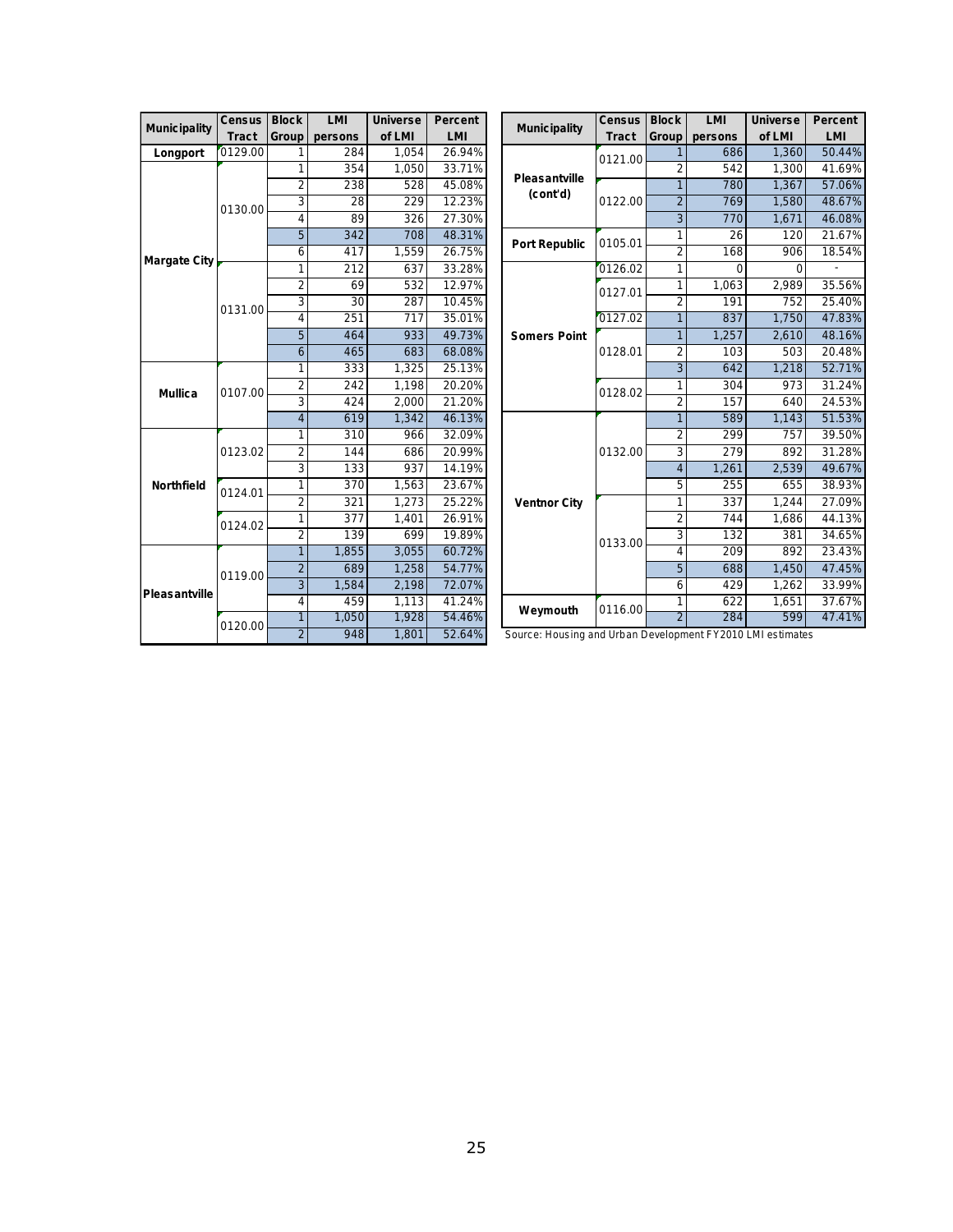| Municipality | Census Tract | Block Group | LMI persons | Universe of LMI | Percent LMI |
|---|---|---|---|---|---|
| Longport | 0129.00 | 1 | 284 | 1,054 | 26.94% |
| Margate City | 0130.00 | 1 | 354 | 1,050 | 33.71% |
| | | 2 | 238 | 528 | 45.08% |
| | | 3 | 28 | 229 | 12.23% |
| | | 4 | 89 | 326 | 27.30% |
| | | 5 | 342 | 708 | 48.31% |
| | | 6 | 417 | 1,559 | 26.75% |
| | 0131.00 | 1 | 212 | 637 | 33.28% |
| | | 2 | 69 | 532 | 12.97% |
| | | 3 | 30 | 287 | 10.45% |
| | | 4 | 251 | 717 | 35.01% |
| | | 5 | 464 | 933 | 49.73% |
| | | 6 | 465 | 683 | 68.08% |
| Mullica | 0107.00 | 1 | 333 | 1,325 | 25.13% |
| | | 2 | 242 | 1,198 | 20.20% |
| | | 3 | 424 | 2,000 | 21.20% |
| | | 4 | 619 | 1,342 | 46.13% |
| Northfield | 0123.02 | 1 | 310 | 966 | 32.09% |
| | | 2 | 144 | 686 | 20.99% |
| | | 3 | 133 | 937 | 14.19% |
| | 0124.01 | 1 | 370 | 1,563 | 23.67% |
| | | 2 | 321 | 1,273 | 25.22% |
| | 0124.02 | 1 | 377 | 1,401 | 26.91% |
| | | 2 | 139 | 699 | 19.89% |
| Pleasantville | 0119.00 | 1 | 1,855 | 3,055 | 60.72% |
| | | 2 | 689 | 1,258 | 54.77% |
| | | 3 | 1,584 | 2,198 | 72.07% |
| | | 4 | 459 | 1,113 | 41.24% |
| | 0120.00 | 1 | 1,050 | 1,928 | 54.46% |
| | | 2 | 948 | 1,801 | 52.64% |
| Pleasantville (cont'd) | 0121.00 | 1 | 686 | 1,360 | 50.44% |
| | | 2 | 542 | 1,300 | 41.69% |
| | 0122.00 | 1 | 780 | 1,367 | 57.06% |
| | | 2 | 769 | 1,580 | 48.67% |
| | | 3 | 770 | 1,671 | 46.08% |
| Port Republic | 0105.01 | 1 | 26 | 120 | 21.67% |
| | | 2 | 168 | 906 | 18.54% |
| Somers Point | 0126.02 | 1 | 0 | 0 | - |
| | 0127.01 | 1 | 1,063 | 2,989 | 35.56% |
| | | 2 | 191 | 752 | 25.40% |
| | 0127.02 | 1 | 837 | 1,750 | 47.83% |
| | 0128.01 | 1 | 1,257 | 2,610 | 48.16% |
| | | 2 | 103 | 503 | 20.48% |
| | | 3 | 642 | 1,218 | 52.71% |
| | 0128.02 | 1 | 304 | 973 | 31.24% |
| | | 2 | 157 | 640 | 24.53% |
| Ventnor City | 0132.00 | 1 | 589 | 1,143 | 51.53% |
| | | 2 | 299 | 757 | 39.50% |
| | | 3 | 279 | 892 | 31.28% |
| | | 4 | 1,261 | 2,539 | 49.67% |
| | | 5 | 255 | 655 | 38.93% |
| | 0133.00 | 1 | 337 | 1,244 | 27.09% |
| | | 2 | 744 | 1,686 | 44.13% |
| | | 3 | 132 | 381 | 34.65% |
| | | 4 | 209 | 892 | 23.43% |
| | | 5 | 688 | 1,450 | 47.45% |
| | | 6 | 429 | 1,262 | 33.99% |
| Weymouth | 0116.00 | 1 | 622 | 1,651 | 37.67% |
| | | 2 | 284 | 599 | 47.41% |

Source: Housing and Urban Development FY2010 LMI estimates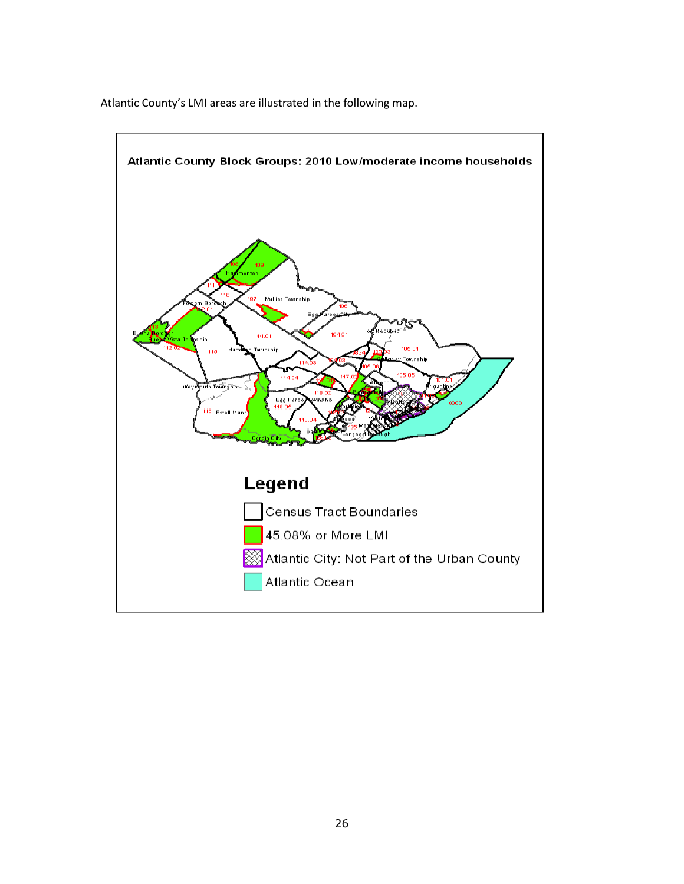Atlantic County's LMI areas are illustrated in the following map.

**Atlantic County Block Groups: 2010 Low/moderate income households**

**Legend**

- Census Tract Boundaries
- 45.08% or More LMI
- Atlantic City: Not Part of the Urban County
- Atlantic Ocean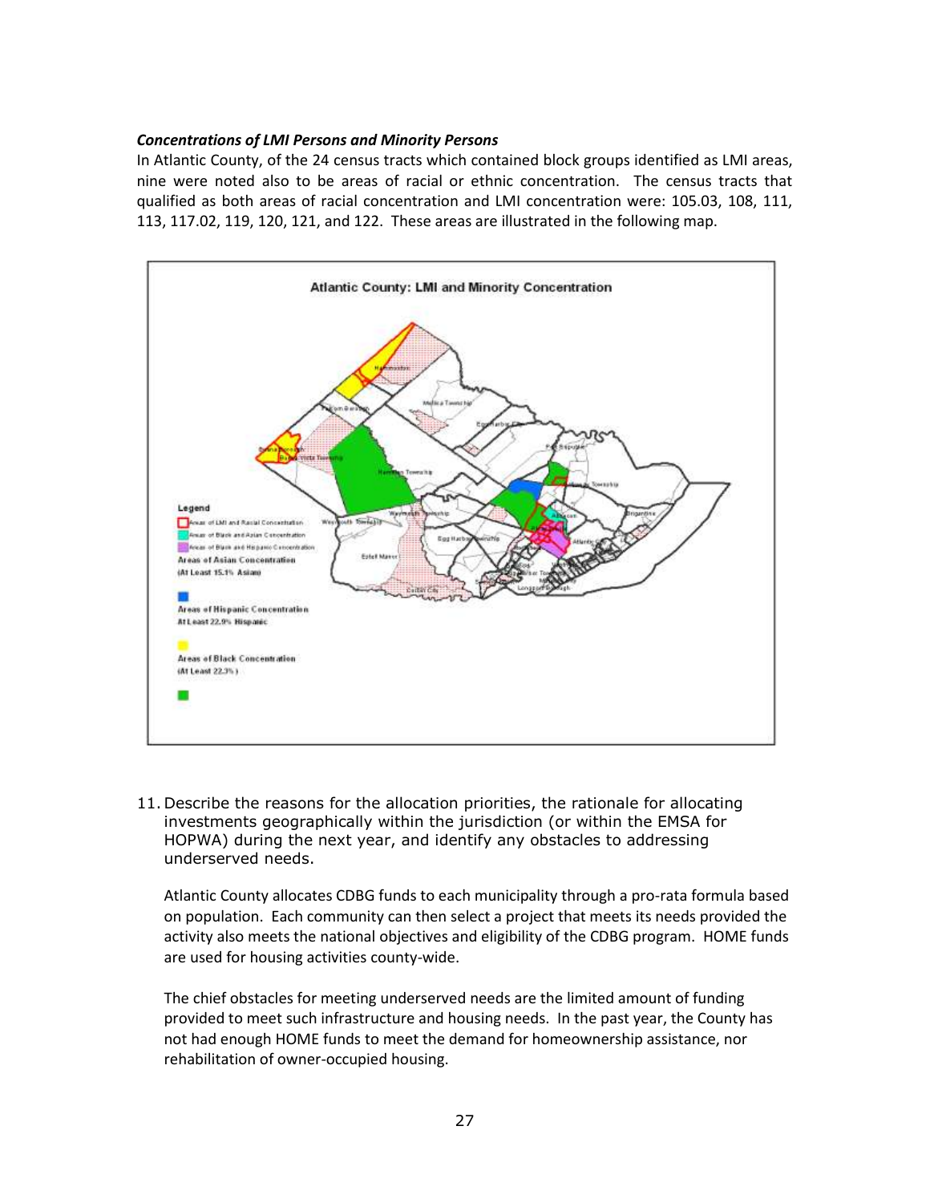***Concentrations of LMI Persons and Minority Persons***

In Atlantic County, of the 24 census tracts which contained block groups identified as LMI areas, nine were noted also to be areas of racial or ethnic concentration. The census tracts that qualified as both areas of racial concentration and LMI concentration were: 105.03, 108, 111, 113, 117.02, 119, 120, 121, and 122. These areas are illustrated in the following map.

11. Describe the reasons for the allocation priorities, the rationale for allocating investments geographically within the jurisdiction (or within the EMSA for HOPWA) during the next year, and identify any obstacles to addressing underserved needs.

    Atlantic County allocates CDBG funds to each municipality through a pro-rata formula based on population. Each community can then select a project that meets its needs provided the activity also meets the national objectives and eligibility of the CDBG program. HOME funds are used for housing activities county-wide.

    The chief obstacles for meeting underserved needs are the limited amount of funding provided to meet such infrastructure and housing needs. In the past year, the County has not had enough HOME funds to meet the demand for homeownership assistance, nor rehabilitation of owner-occupied housing.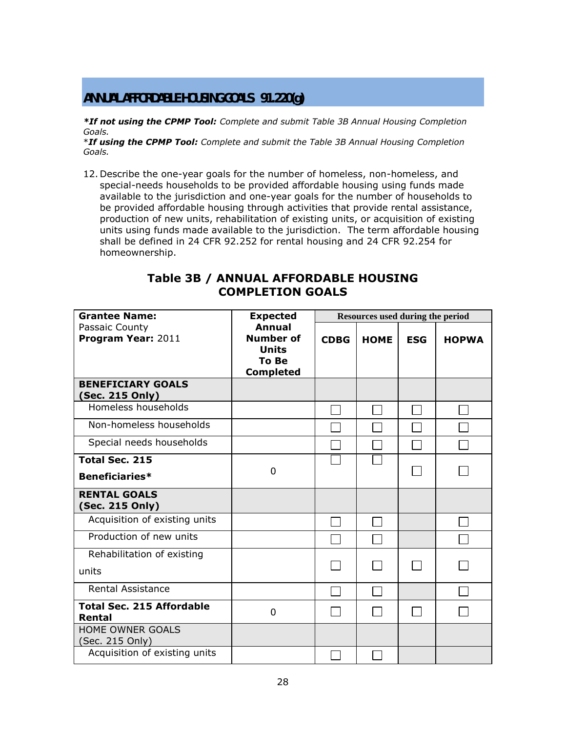## ANNUAL AFFORDABLE HOUSING GOALS 91.220(g)

***If not using the CPMP Tool:** *Complete and submit Table 3B Annual Housing Completion Goals.*

**If using the CPMP Tool:** *Complete and submit the Table 3B Annual Housing Completion Goals.*

12. Describe the one-year goals for the number of homeless, non-homeless, and special-needs households to be provided affordable housing using funds made available to the jurisdiction and one-year goals for the number of households to be provided affordable housing through activities that provide rental assistance, production of new units, rehabilitation of existing units, or acquisition of existing units using funds made available to the jurisdiction. The term affordable housing shall be defined in 24 CFR 92.252 for rental housing and 24 CFR 92.254 for homeownership.

### Table 3B / ANNUAL AFFORDABLE HOUSING COMPLETION GOALS

| **Grantee Name:** Passaic County **Program Year:** 2011 | **Expected Annual Number of Units To Be Completed** | Resources used during the period | | | |
|---|---|---|---|---|---|
| | | **CDBG** | **HOME** | **ESG** | **HOPWA** |
| **BENEFICIARY GOALS (Sec. 215 Only)** | | | | | |
| Homeless households | | ☐ | ☐ | ☐ | ☐ |
| Non-homeless households | | ☐ | ☐ | ☐ | ☐ |
| Special needs households | | ☐ | ☐ | ☐ | ☐ |
| **Total Sec. 215 Beneficiaries*** | 0 | ☐ | ☐ | ☐ | ☐ |
| **RENTAL GOALS (Sec. 215 Only)** | | | | | |
| Acquisition of existing units | | ☐ | ☐ | | ☐ |
| Production of new units | | ☐ | ☐ | | ☐ |
| Rehabilitation of existing units | | ☐ | ☐ | ☐ | ☐ |
| Rental Assistance | | ☐ | ☐ | | ☐ |
| **Total Sec. 215 Affordable Rental** | 0 | ☐ | ☐ | ☐ | ☐ |
| HOME OWNER GOALS (Sec. 215 Only) | | | | | |
| Acquisition of existing units | | ☐ | ☐ | | |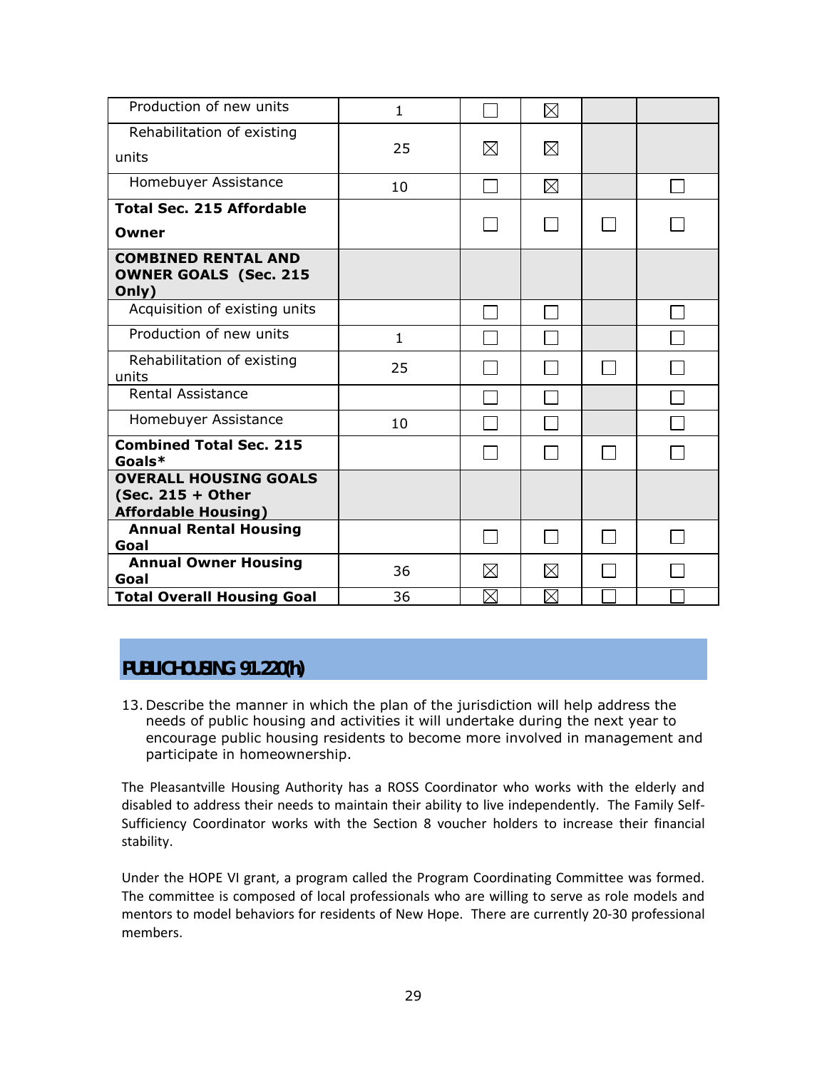| | | | | | |
|---|---|---|---|---|---|
| Production of new units | 1 | ☐ | ☒ | | |
| Rehabilitation of existing units | 25 | ☒ | ☒ | | |
| Homebuyer Assistance | 10 | ☐ | ☒ | | ☐ |
| **Total Sec. 215 Affordable Owner** | | ☐ | ☐ | ☐ | ☐ |
| **COMBINED RENTAL AND OWNER GOALS (Sec. 215 Only)** | | | | | |
| Acquisition of existing units | | ☐ | ☐ | | ☐ |
| Production of new units | 1 | ☐ | ☐ | | ☐ |
| Rehabilitation of existing units | 25 | ☐ | ☐ | ☐ | ☐ |
| Rental Assistance | | ☐ | ☐ | | ☐ |
| Homebuyer Assistance | 10 | ☐ | ☐ | | ☐ |
| **Combined Total Sec. 215 Goals*** | | ☐ | ☐ | ☐ | ☐ |
| **OVERALL HOUSING GOALS (Sec. 215 + Other Affordable Housing)** | | | | | |
| **Annual Rental Housing Goal** | | ☐ | ☐ | ☐ | ☐ |
| **Annual Owner Housing Goal** | 36 | ☒ | ☒ | ☐ | ☐ |
| **Total Overall Housing Goal** | 36 | ☒ | ☒ | ☐ | ☐ |

## PUBLIC HOUSING 91.220(h)

13. Describe the manner in which the plan of the jurisdiction will help address the needs of public housing and activities it will undertake during the next year to encourage public housing residents to become more involved in management and participate in homeownership.

The Pleasantville Housing Authority has a ROSS Coordinator who works with the elderly and disabled to address their needs to maintain their ability to live independently. The Family Self-Sufficiency Coordinator works with the Section 8 voucher holders to increase their financial stability.

Under the HOPE VI grant, a program called the Program Coordinating Committee was formed. The committee is composed of local professionals who are willing to serve as role models and mentors to model behaviors for residents of New Hope. There are currently 20-30 professional members.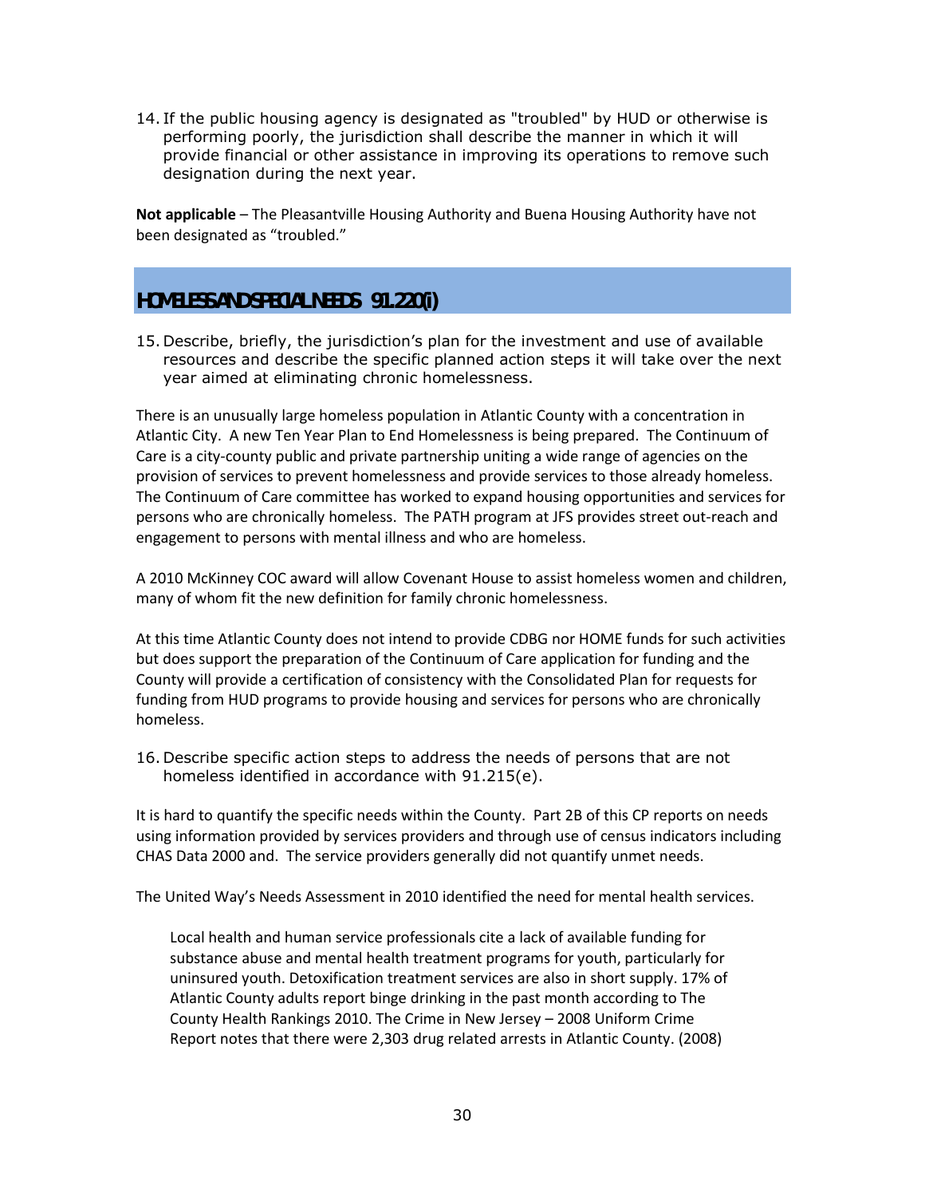14. If the public housing agency is designated as "troubled" by HUD or otherwise is performing poorly, the jurisdiction shall describe the manner in which it will provide financial or other assistance in improving its operations to remove such designation during the next year.

**Not applicable** – The Pleasantville Housing Authority and Buena Housing Authority have not been designated as "troubled."

## HOMELESS AND SPECIAL NEEDS 91.220(i)

15. Describe, briefly, the jurisdiction's plan for the investment and use of available resources and describe the specific planned action steps it will take over the next year aimed at eliminating chronic homelessness.

There is an unusually large homeless population in Atlantic County with a concentration in Atlantic City. A new Ten Year Plan to End Homelessness is being prepared. The Continuum of Care is a city-county public and private partnership uniting a wide range of agencies on the provision of services to prevent homelessness and provide services to those already homeless. The Continuum of Care committee has worked to expand housing opportunities and services for persons who are chronically homeless. The PATH program at JFS provides street out-reach and engagement to persons with mental illness and who are homeless.

A 2010 McKinney COC award will allow Covenant House to assist homeless women and children, many of whom fit the new definition for family chronic homelessness.

At this time Atlantic County does not intend to provide CDBG nor HOME funds for such activities but does support the preparation of the Continuum of Care application for funding and the County will provide a certification of consistency with the Consolidated Plan for requests for funding from HUD programs to provide housing and services for persons who are chronically homeless.

16. Describe specific action steps to address the needs of persons that are not homeless identified in accordance with 91.215(e).

It is hard to quantify the specific needs within the County. Part 2B of this CP reports on needs using information provided by services providers and through use of census indicators including CHAS Data 2000 and. The service providers generally did not quantify unmet needs.

The United Way's Needs Assessment in 2010 identified the need for mental health services.

> Local health and human service professionals cite a lack of available funding for substance abuse and mental health treatment programs for youth, particularly for uninsured youth. Detoxification treatment services are also in short supply. 17% of Atlantic County adults report binge drinking in the past month according to The County Health Rankings 2010. The Crime in New Jersey – 2008 Uniform Crime Report notes that there were 2,303 drug related arrests in Atlantic County. (2008)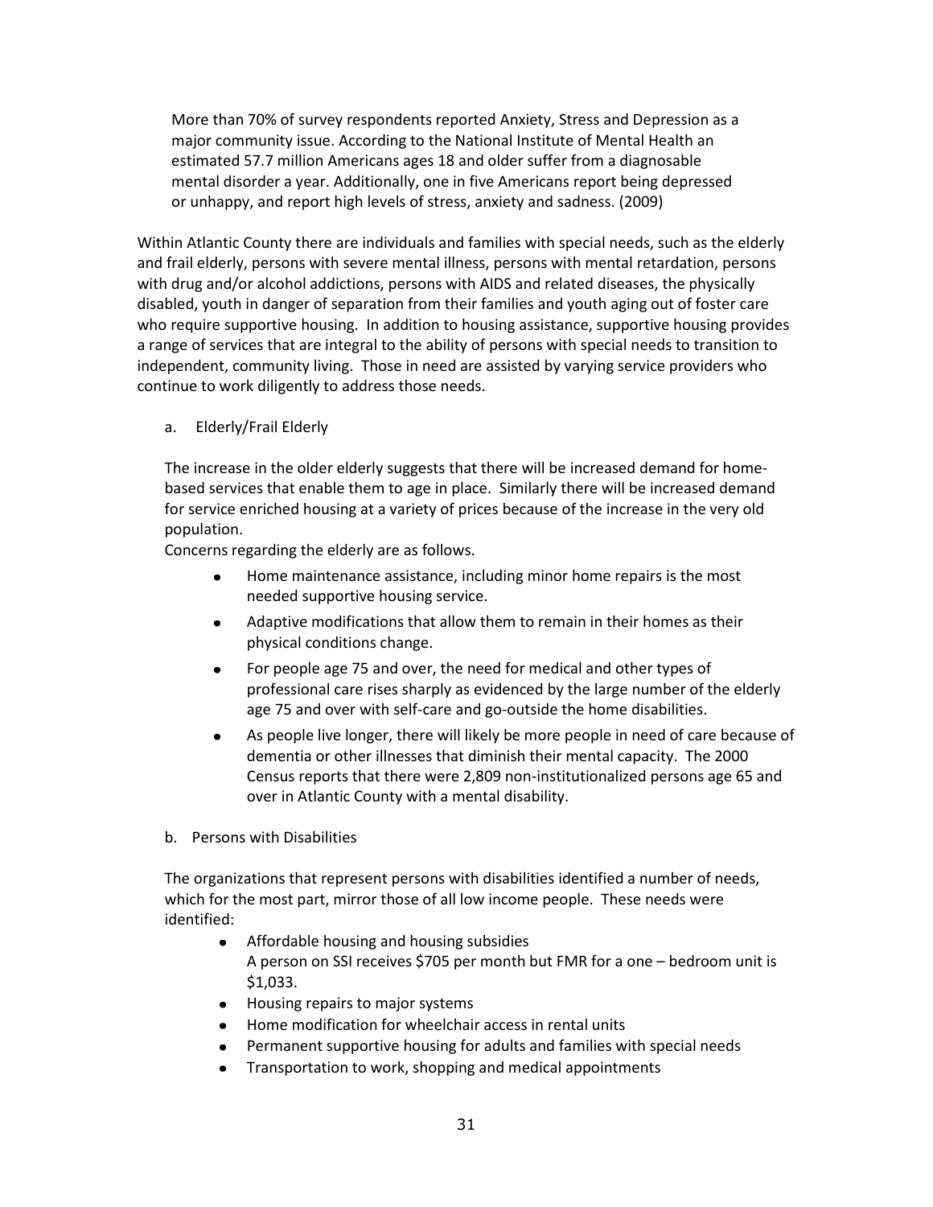More than 70% of survey respondents reported Anxiety, Stress and Depression as a major community issue. According to the National Institute of Mental Health an estimated 57.7 million Americans ages 18 and older suffer from a diagnosable mental disorder a year. Additionally, one in five Americans report being depressed or unhappy, and report high levels of stress, anxiety and sadness. (2009)

Within Atlantic County there are individuals and families with special needs, such as the elderly and frail elderly, persons with severe mental illness, persons with mental retardation, persons with drug and/or alcohol addictions, persons with AIDS and related diseases, the physically disabled, youth in danger of separation from their families and youth aging out of foster care who require supportive housing. In addition to housing assistance, supportive housing provides a range of services that are integral to the ability of persons with special needs to transition to independent, community living. Those in need are assisted by varying service providers who continue to work diligently to address those needs.

a. Elderly/Frail Elderly

The increase in the older elderly suggests that there will be increased demand for home-based services that enable them to age in place. Similarly there will be increased demand for service enriched housing at a variety of prices because of the increase in the very old population.

Concerns regarding the elderly are as follows.

- Home maintenance assistance, including minor home repairs is the most needed supportive housing service.
- Adaptive modifications that allow them to remain in their homes as their physical conditions change.
- For people age 75 and over, the need for medical and other types of professional care rises sharply as evidenced by the large number of the elderly age 75 and over with self-care and go-outside the home disabilities.
- As people live longer, there will likely be more people in need of care because of dementia or other illnesses that diminish their mental capacity. The 2000 Census reports that there were 2,809 non-institutionalized persons age 65 and over in Atlantic County with a mental disability.

b. Persons with Disabilities

The organizations that represent persons with disabilities identified a number of needs, which for the most part, mirror those of all low income people. These needs were identified:

- Affordable housing and housing subsidies
  A person on SSI receives $705 per month but FMR for a one – bedroom unit is $1,033.
- Housing repairs to major systems
- Home modification for wheelchair access in rental units
- Permanent supportive housing for adults and families with special needs
- Transportation to work, shopping and medical appointments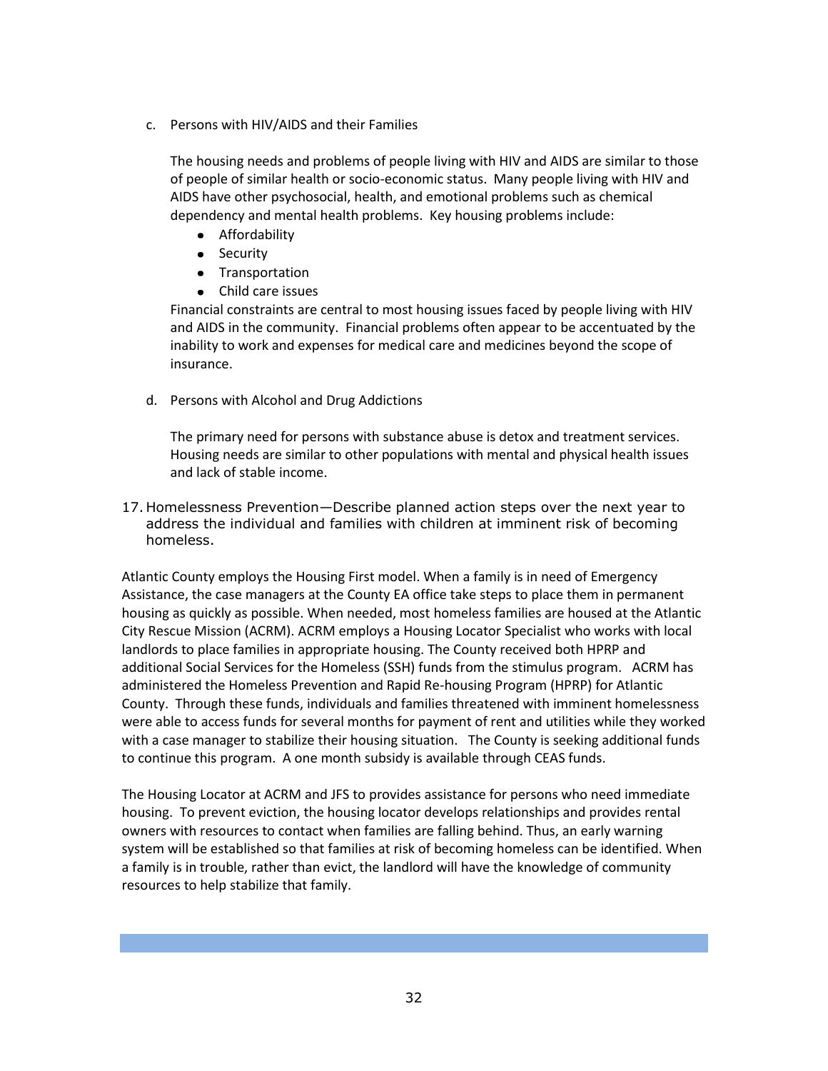c. Persons with HIV/AIDS and their Families

The housing needs and problems of people living with HIV and AIDS are similar to those of people of similar health or socio-economic status. Many people living with HIV and AIDS have other psychosocial, health, and emotional problems such as chemical dependency and mental health problems. Key housing problems include:

- Affordability
- Security
- Transportation
- Child care issues

Financial constraints are central to most housing issues faced by people living with HIV and AIDS in the community. Financial problems often appear to be accentuated by the inability to work and expenses for medical care and medicines beyond the scope of insurance.

d. Persons with Alcohol and Drug Addictions

The primary need for persons with substance abuse is detox and treatment services. Housing needs are similar to other populations with mental and physical health issues and lack of stable income.

17. Homelessness Prevention—Describe planned action steps over the next year to address the individual and families with children at imminent risk of becoming homeless.

Atlantic County employs the Housing First model. When a family is in need of Emergency Assistance, the case managers at the County EA office take steps to place them in permanent housing as quickly as possible. When needed, most homeless families are housed at the Atlantic City Rescue Mission (ACRM). ACRM employs a Housing Locator Specialist who works with local landlords to place families in appropriate housing. The County received both HPRP and additional Social Services for the Homeless (SSH) funds from the stimulus program. ACRM has administered the Homeless Prevention and Rapid Re-housing Program (HPRP) for Atlantic County. Through these funds, individuals and families threatened with imminent homelessness were able to access funds for several months for payment of rent and utilities while they worked with a case manager to stabilize their housing situation. The County is seeking additional funds to continue this program. A one month subsidy is available through CEAS funds.

The Housing Locator at ACRM and JFS to provides assistance for persons who need immediate housing. To prevent eviction, the housing locator develops relationships and provides rental owners with resources to contact when families are falling behind. Thus, an early warning system will be established so that families at risk of becoming homeless can be identified. When a family is in trouble, rather than evict, the landlord will have the knowledge of community resources to help stabilize that family.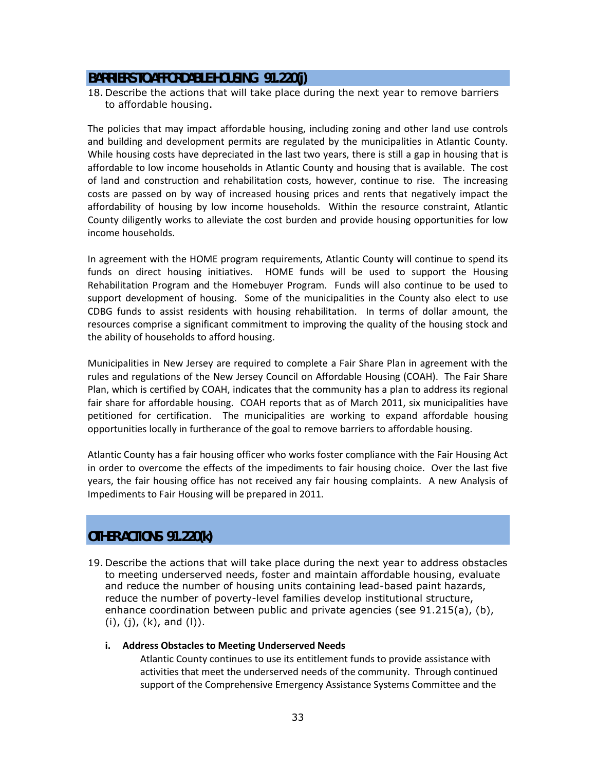## BARRIERS TO AFFORDABLE HOUSING 91.220(j)

18. Describe the actions that will take place during the next year to remove barriers to affordable housing.

The policies that may impact affordable housing, including zoning and other land use controls and building and development permits are regulated by the municipalities in Atlantic County. While housing costs have depreciated in the last two years, there is still a gap in housing that is affordable to low income households in Atlantic County and housing that is available. The cost of land and construction and rehabilitation costs, however, continue to rise. The increasing costs are passed on by way of increased housing prices and rents that negatively impact the affordability of housing by low income households. Within the resource constraint, Atlantic County diligently works to alleviate the cost burden and provide housing opportunities for low income households.

In agreement with the HOME program requirements, Atlantic County will continue to spend its funds on direct housing initiatives. HOME funds will be used to support the Housing Rehabilitation Program and the Homebuyer Program. Funds will also continue to be used to support development of housing. Some of the municipalities in the County also elect to use CDBG funds to assist residents with housing rehabilitation. In terms of dollar amount, the resources comprise a significant commitment to improving the quality of the housing stock and the ability of households to afford housing.

Municipalities in New Jersey are required to complete a Fair Share Plan in agreement with the rules and regulations of the New Jersey Council on Affordable Housing (COAH). The Fair Share Plan, which is certified by COAH, indicates that the community has a plan to address its regional fair share for affordable housing. COAH reports that as of March 2011, six municipalities have petitioned for certification. The municipalities are working to expand affordable housing opportunities locally in furtherance of the goal to remove barriers to affordable housing.

Atlantic County has a fair housing officer who works foster compliance with the Fair Housing Act in order to overcome the effects of the impediments to fair housing choice. Over the last five years, the fair housing office has not received any fair housing complaints. A new Analysis of Impediments to Fair Housing will be prepared in 2011.

## OTHER ACTIONS 91.220(k)

19. Describe the actions that will take place during the next year to address obstacles to meeting underserved needs, foster and maintain affordable housing, evaluate and reduce the number of housing units containing lead-based paint hazards, reduce the number of poverty-level families develop institutional structure, enhance coordination between public and private agencies (see 91.215(a), (b), (i), (j), (k), and (l)).

   i. **Address Obstacles to Meeting Underserved Needs**

      Atlantic County continues to use its entitlement funds to provide assistance with activities that meet the underserved needs of the community. Through continued support of the Comprehensive Emergency Assistance Systems Committee and the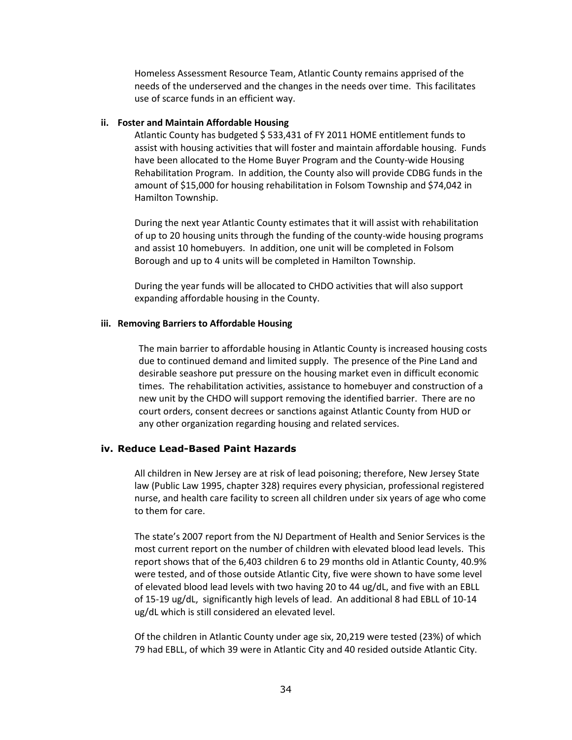Homeless Assessment Resource Team, Atlantic County remains apprised of the needs of the underserved and the changes in the needs over time. This facilitates use of scarce funds in an efficient way.

**ii. Foster and Maintain Affordable Housing**

Atlantic County has budgeted $ 533,431 of FY 2011 HOME entitlement funds to assist with housing activities that will foster and maintain affordable housing. Funds have been allocated to the Home Buyer Program and the County-wide Housing Rehabilitation Program. In addition, the County also will provide CDBG funds in the amount of $15,000 for housing rehabilitation in Folsom Township and $74,042 in Hamilton Township.

During the next year Atlantic County estimates that it will assist with rehabilitation of up to 20 housing units through the funding of the county-wide housing programs and assist 10 homebuyers. In addition, one unit will be completed in Folsom Borough and up to 4 units will be completed in Hamilton Township.

During the year funds will be allocated to CHDO activities that will also support expanding affordable housing in the County.

**iii. Removing Barriers to Affordable Housing**

The main barrier to affordable housing in Atlantic County is increased housing costs due to continued demand and limited supply. The presence of the Pine Land and desirable seashore put pressure on the housing market even in difficult economic times. The rehabilitation activities, assistance to homebuyer and construction of a new unit by the CHDO will support removing the identified barrier. There are no court orders, consent decrees or sanctions against Atlantic County from HUD or any other organization regarding housing and related services.

### iv. Reduce Lead-Based Paint Hazards

All children in New Jersey are at risk of lead poisoning; therefore, New Jersey State law (Public Law 1995, chapter 328) requires every physician, professional registered nurse, and health care facility to screen all children under six years of age who come to them for care.

The state's 2007 report from the NJ Department of Health and Senior Services is the most current report on the number of children with elevated blood lead levels. This report shows that of the 6,403 children 6 to 29 months old in Atlantic County, 40.9% were tested, and of those outside Atlantic City, five were shown to have some level of elevated blood lead levels with two having 20 to 44 ug/dL, and five with an EBLL of 15-19 ug/dL, significantly high levels of lead. An additional 8 had EBLL of 10-14 ug/dL which is still considered an elevated level.

Of the children in Atlantic County under age six, 20,219 were tested (23%) of which 79 had EBLL, of which 39 were in Atlantic City and 40 resided outside Atlantic City.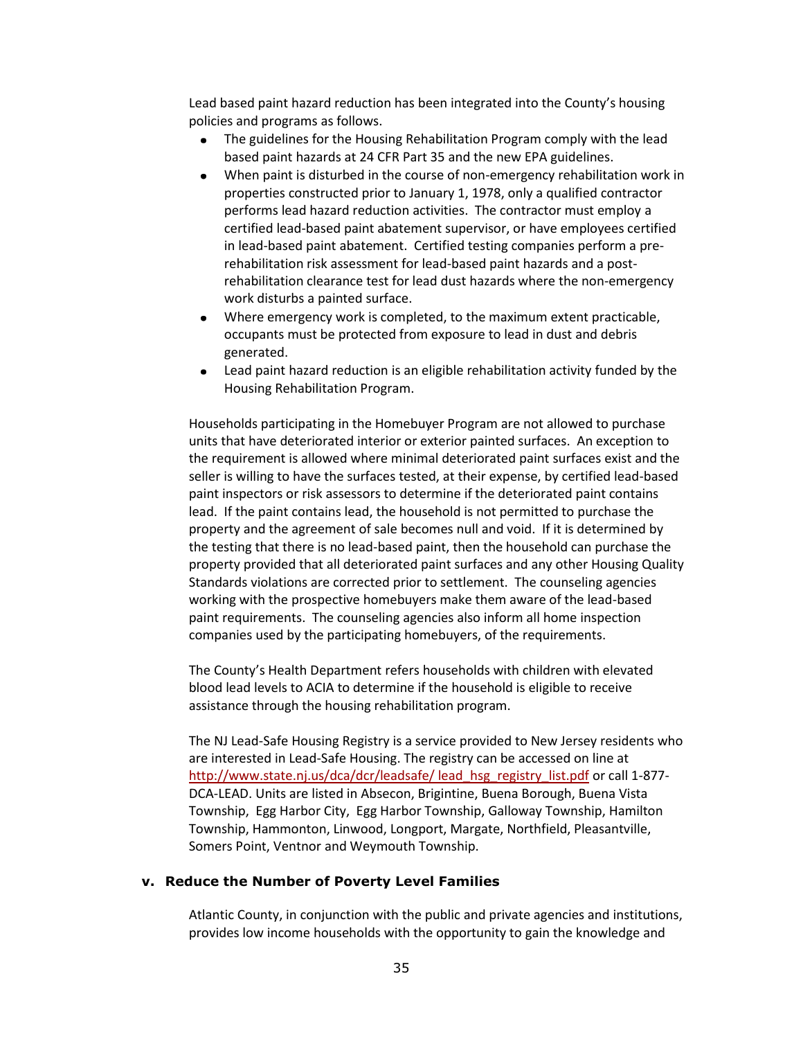Lead based paint hazard reduction has been integrated into the County's housing policies and programs as follows.

- The guidelines for the Housing Rehabilitation Program comply with the lead based paint hazards at 24 CFR Part 35 and the new EPA guidelines.
- When paint is disturbed in the course of non-emergency rehabilitation work in properties constructed prior to January 1, 1978, only a qualified contractor performs lead hazard reduction activities. The contractor must employ a certified lead-based paint abatement supervisor, or have employees certified in lead-based paint abatement. Certified testing companies perform a pre-rehabilitation risk assessment for lead-based paint hazards and a post-rehabilitation clearance test for lead dust hazards where the non-emergency work disturbs a painted surface.
- Where emergency work is completed, to the maximum extent practicable, occupants must be protected from exposure to lead in dust and debris generated.
- Lead paint hazard reduction is an eligible rehabilitation activity funded by the Housing Rehabilitation Program.

Households participating in the Homebuyer Program are not allowed to purchase units that have deteriorated interior or exterior painted surfaces. An exception to the requirement is allowed where minimal deteriorated paint surfaces exist and the seller is willing to have the surfaces tested, at their expense, by certified lead-based paint inspectors or risk assessors to determine if the deteriorated paint contains lead. If the paint contains lead, the household is not permitted to purchase the property and the agreement of sale becomes null and void. If it is determined by the testing that there is no lead-based paint, then the household can purchase the property provided that all deteriorated paint surfaces and any other Housing Quality Standards violations are corrected prior to settlement. The counseling agencies working with the prospective homebuyers make them aware of the lead-based paint requirements. The counseling agencies also inform all home inspection companies used by the participating homebuyers, of the requirements.

The County's Health Department refers households with children with elevated blood lead levels to ACIA to determine if the household is eligible to receive assistance through the housing rehabilitation program.

The NJ Lead-Safe Housing Registry is a service provided to New Jersey residents who are interested in Lead-Safe Housing. The registry can be accessed on line at http://www.state.nj.us/dca/dcr/leadsafe/ lead_hsg_registry_list.pdf or call 1-877-DCA-LEAD. Units are listed in Absecon, Brigintine, Buena Borough, Buena Vista Township, Egg Harbor City, Egg Harbor Township, Galloway Township, Hamilton Township, Hammonton, Linwood, Longport, Margate, Northfield, Pleasantville, Somers Point, Ventnor and Weymouth Township.

### v. Reduce the Number of Poverty Level Families

Atlantic County, in conjunction with the public and private agencies and institutions, provides low income households with the opportunity to gain the knowledge and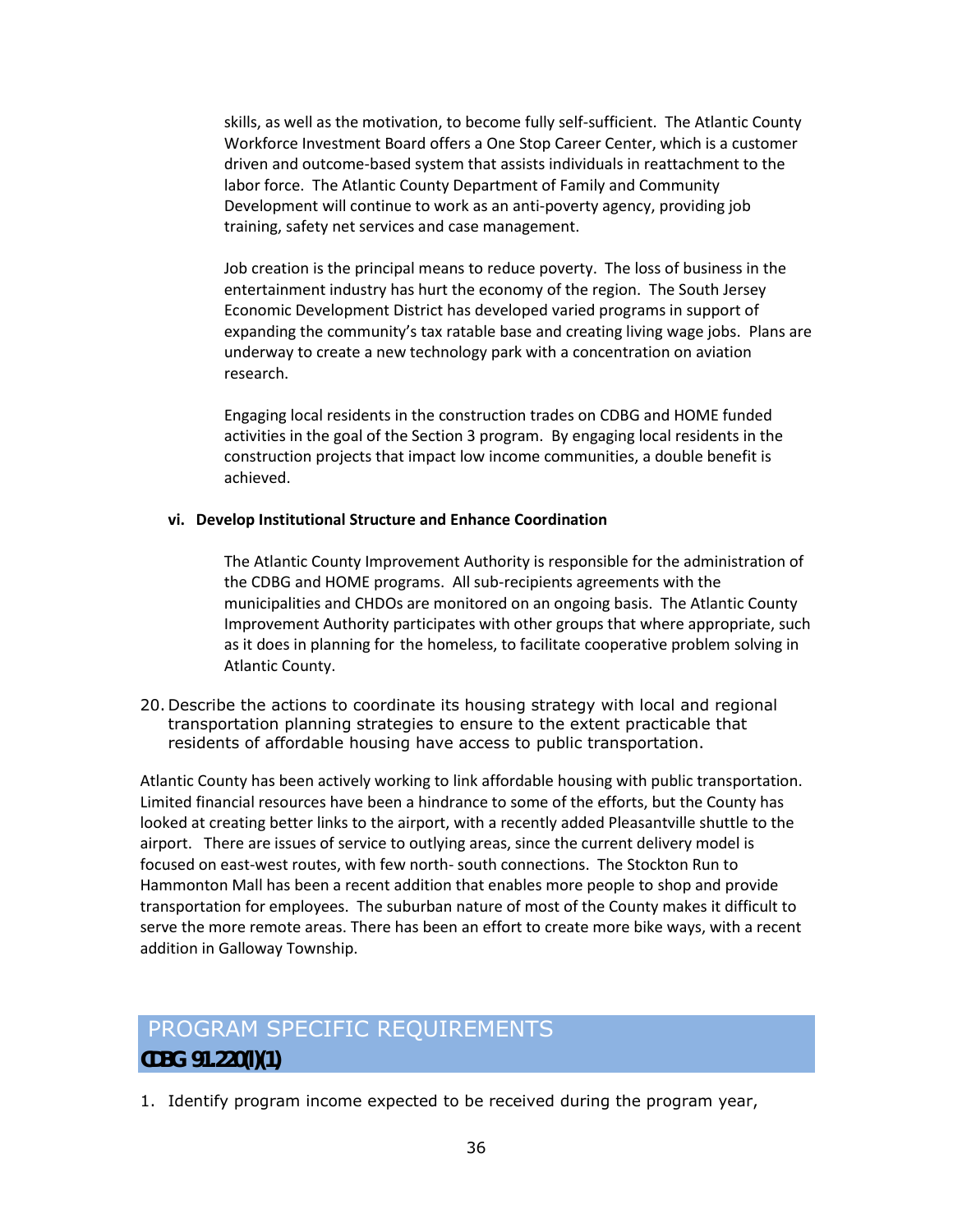skills, as well as the motivation, to become fully self-sufficient. The Atlantic County Workforce Investment Board offers a One Stop Career Center, which is a customer driven and outcome-based system that assists individuals in reattachment to the labor force. The Atlantic County Department of Family and Community Development will continue to work as an anti-poverty agency, providing job training, safety net services and case management.

Job creation is the principal means to reduce poverty. The loss of business in the entertainment industry has hurt the economy of the region. The South Jersey Economic Development District has developed varied programs in support of expanding the community's tax ratable base and creating living wage jobs. Plans are underway to create a new technology park with a concentration on aviation research.

Engaging local residents in the construction trades on CDBG and HOME funded activities in the goal of the Section 3 program. By engaging local residents in the construction projects that impact low income communities, a double benefit is achieved.

**vi. Develop Institutional Structure and Enhance Coordination**

The Atlantic County Improvement Authority is responsible for the administration of the CDBG and HOME programs. All sub-recipients agreements with the municipalities and CHDOs are monitored on an ongoing basis. The Atlantic County Improvement Authority participates with other groups that where appropriate, such as it does in planning for the homeless, to facilitate cooperative problem solving in Atlantic County.

20. Describe the actions to coordinate its housing strategy with local and regional transportation planning strategies to ensure to the extent practicable that residents of affordable housing have access to public transportation.

Atlantic County has been actively working to link affordable housing with public transportation. Limited financial resources have been a hindrance to some of the efforts, but the County has looked at creating better links to the airport, with a recently added Pleasantville shuttle to the airport. There are issues of service to outlying areas, since the current delivery model is focused on east-west routes, with few north- south connections. The Stockton Run to Hammonton Mall has been a recent addition that enables more people to shop and provide transportation for employees. The suburban nature of most of the County makes it difficult to serve the more remote areas. There has been an effort to create more bike ways, with a recent addition in Galloway Township.

## PROGRAM SPECIFIC REQUIREMENTS

**CDBG 91.220(l)(1)**

1. Identify program income expected to be received during the program year,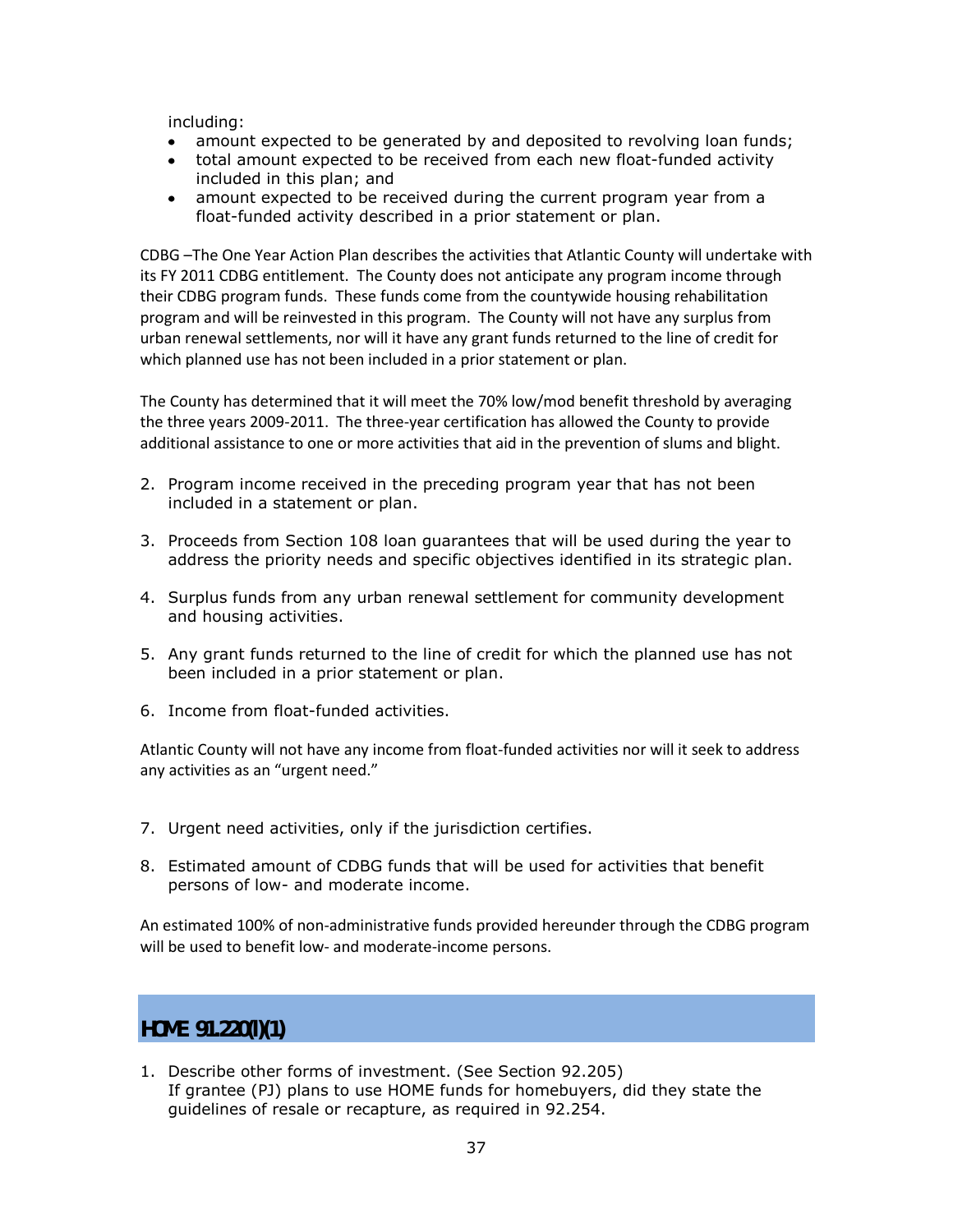including:

- amount expected to be generated by and deposited to revolving loan funds;
- total amount expected to be received from each new float-funded activity included in this plan; and
- amount expected to be received during the current program year from a float-funded activity described in a prior statement or plan.

CDBG –The One Year Action Plan describes the activities that Atlantic County will undertake with its FY 2011 CDBG entitlement. The County does not anticipate any program income through their CDBG program funds. These funds come from the countywide housing rehabilitation program and will be reinvested in this program. The County will not have any surplus from urban renewal settlements, nor will it have any grant funds returned to the line of credit for which planned use has not been included in a prior statement or plan.

The County has determined that it will meet the 70% low/mod benefit threshold by averaging the three years 2009-2011. The three-year certification has allowed the County to provide additional assistance to one or more activities that aid in the prevention of slums and blight.

2. Program income received in the preceding program year that has not been included in a statement or plan.

3. Proceeds from Section 108 loan guarantees that will be used during the year to address the priority needs and specific objectives identified in its strategic plan.

4. Surplus funds from any urban renewal settlement for community development and housing activities.

5. Any grant funds returned to the line of credit for which the planned use has not been included in a prior statement or plan.

6. Income from float-funded activities.

Atlantic County will not have any income from float-funded activities nor will it seek to address any activities as an "urgent need."

7. Urgent need activities, only if the jurisdiction certifies.

8. Estimated amount of CDBG funds that will be used for activities that benefit persons of low- and moderate income.

An estimated 100% of non-administrative funds provided hereunder through the CDBG program will be used to benefit low- and moderate-income persons.

## HOME 91.220(l)(1)

1. Describe other forms of investment. (See Section 92.205)
   If grantee (PJ) plans to use HOME funds for homebuyers, did they state the guidelines of resale or recapture, as required in 92.254.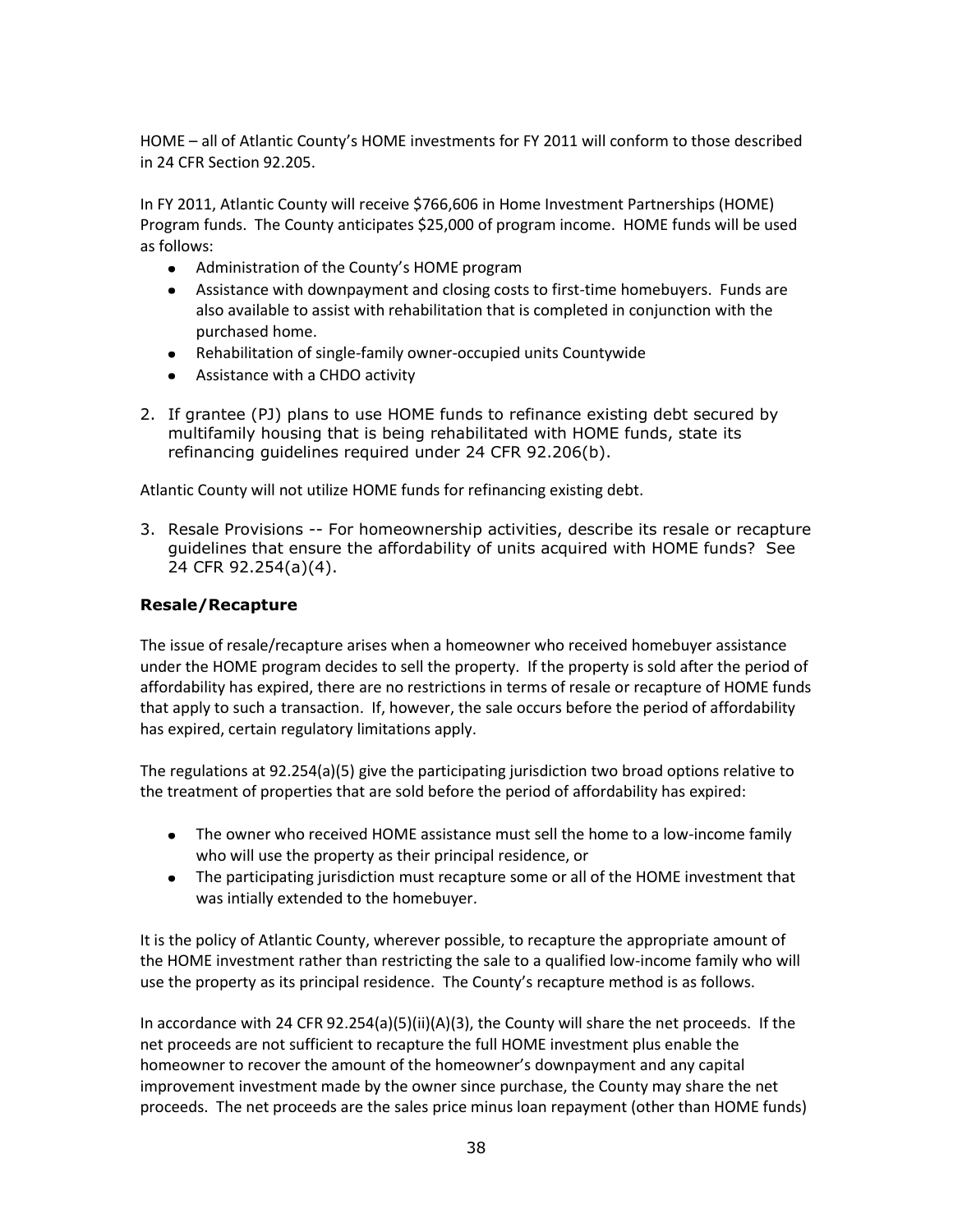HOME – all of Atlantic County's HOME investments for FY 2011 will conform to those described in 24 CFR Section 92.205.

In FY 2011, Atlantic County will receive $766,606 in Home Investment Partnerships (HOME) Program funds. The County anticipates $25,000 of program income. HOME funds will be used as follows:

- Administration of the County's HOME program
- Assistance with downpayment and closing costs to first-time homebuyers. Funds are also available to assist with rehabilitation that is completed in conjunction with the purchased home.
- Rehabilitation of single-family owner-occupied units Countywide
- Assistance with a CHDO activity

2. If grantee (PJ) plans to use HOME funds to refinance existing debt secured by multifamily housing that is being rehabilitated with HOME funds, state its refinancing guidelines required under 24 CFR 92.206(b).

Atlantic County will not utilize HOME funds for refinancing existing debt.

3. Resale Provisions -- For homeownership activities, describe its resale or recapture guidelines that ensure the affordability of units acquired with HOME funds? See 24 CFR 92.254(a)(4).

### Resale/Recapture

The issue of resale/recapture arises when a homeowner who received homebuyer assistance under the HOME program decides to sell the property. If the property is sold after the period of affordability has expired, there are no restrictions in terms of resale or recapture of HOME funds that apply to such a transaction. If, however, the sale occurs before the period of affordability has expired, certain regulatory limitations apply.

The regulations at 92.254(a)(5) give the participating jurisdiction two broad options relative to the treatment of properties that are sold before the period of affordability has expired:

- The owner who received HOME assistance must sell the home to a low-income family who will use the property as their principal residence, or
- The participating jurisdiction must recapture some or all of the HOME investment that was intially extended to the homebuyer.

It is the policy of Atlantic County, wherever possible, to recapture the appropriate amount of the HOME investment rather than restricting the sale to a qualified low-income family who will use the property as its principal residence. The County's recapture method is as follows.

In accordance with 24 CFR 92.254(a)(5)(ii)(A)(3), the County will share the net proceeds. If the net proceeds are not sufficient to recapture the full HOME investment plus enable the homeowner to recover the amount of the homeowner's downpayment and any capital improvement investment made by the owner since purchase, the County may share the net proceeds. The net proceeds are the sales price minus loan repayment (other than HOME funds)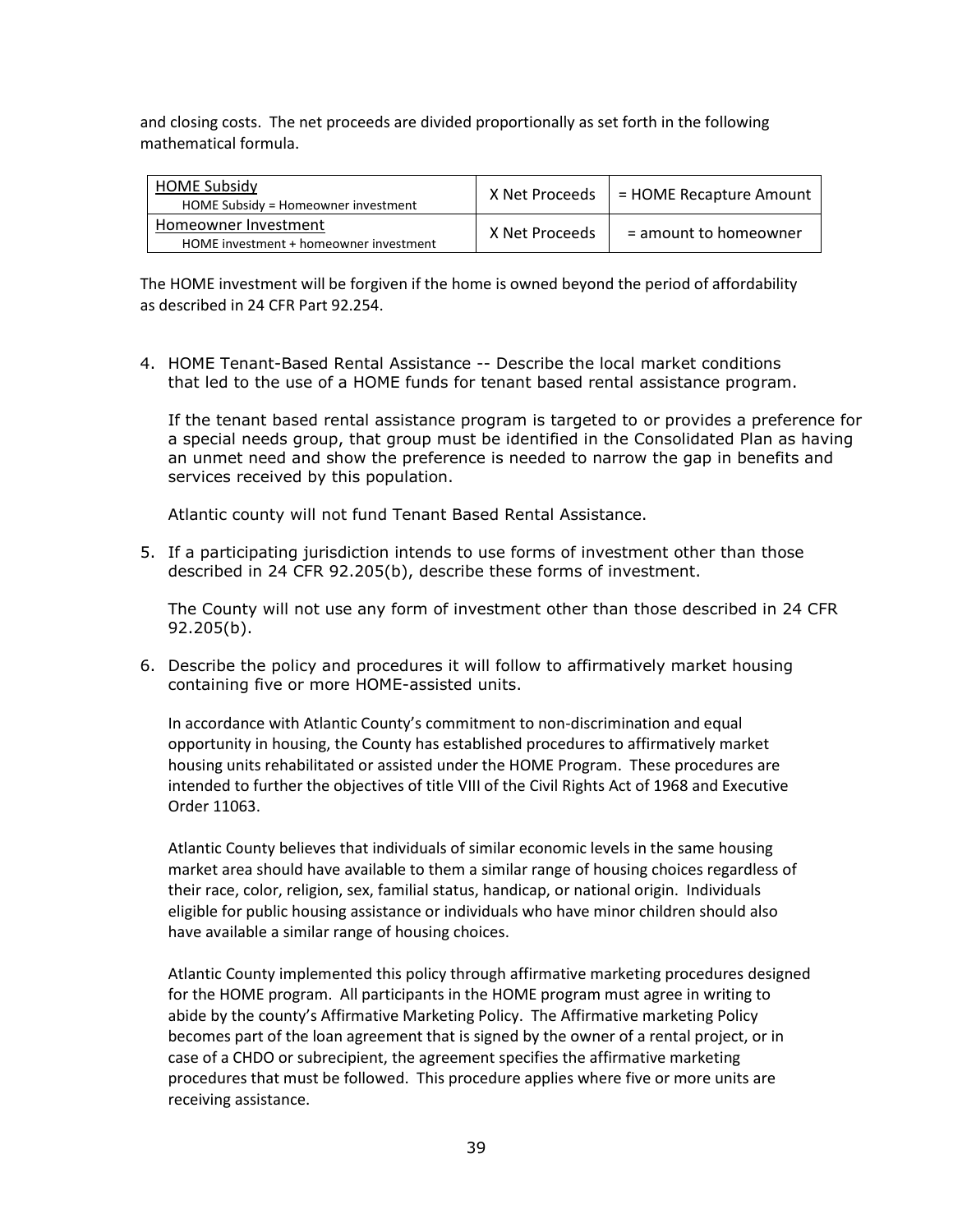and closing costs. The net proceeds are divided proportionally as set forth in the following mathematical formula.

| HOME Subsidy<br>HOME Subsidy = Homeowner investment | X Net Proceeds | = HOME Recapture Amount |
|---|---|---|
| Homeowner Investment<br>HOME investment + homeowner investment | X Net Proceeds | = amount to homeowner |

The HOME investment will be forgiven if the home is owned beyond the period of affordability as described in 24 CFR Part 92.254.

4. HOME Tenant-Based Rental Assistance -- Describe the local market conditions that led to the use of a HOME funds for tenant based rental assistance program.

   If the tenant based rental assistance program is targeted to or provides a preference for a special needs group, that group must be identified in the Consolidated Plan as having an unmet need and show the preference is needed to narrow the gap in benefits and services received by this population.

   Atlantic county will not fund Tenant Based Rental Assistance.

5. If a participating jurisdiction intends to use forms of investment other than those described in 24 CFR 92.205(b), describe these forms of investment.

   The County will not use any form of investment other than those described in 24 CFR 92.205(b).

6. Describe the policy and procedures it will follow to affirmatively market housing containing five or more HOME-assisted units.

   In accordance with Atlantic County's commitment to non-discrimination and equal opportunity in housing, the County has established procedures to affirmatively market housing units rehabilitated or assisted under the HOME Program. These procedures are intended to further the objectives of title VIII of the Civil Rights Act of 1968 and Executive Order 11063.

   Atlantic County believes that individuals of similar economic levels in the same housing market area should have available to them a similar range of housing choices regardless of their race, color, religion, sex, familial status, handicap, or national origin. Individuals eligible for public housing assistance or individuals who have minor children should also have available a similar range of housing choices.

   Atlantic County implemented this policy through affirmative marketing procedures designed for the HOME program. All participants in the HOME program must agree in writing to abide by the county's Affirmative Marketing Policy. The Affirmative marketing Policy becomes part of the loan agreement that is signed by the owner of a rental project, or in case of a CHDO or subrecipient, the agreement specifies the affirmative marketing procedures that must be followed. This procedure applies where five or more units are receiving assistance.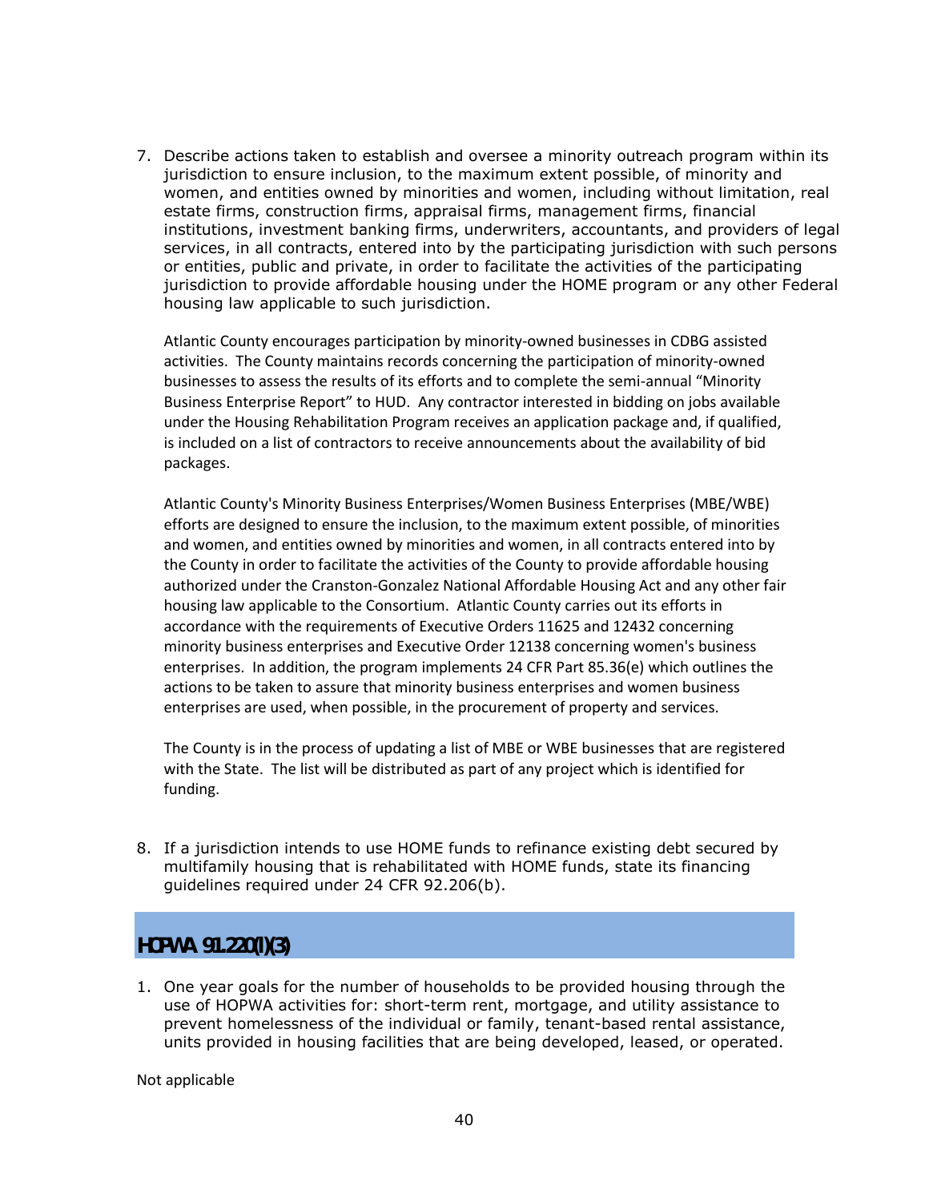7. Describe actions taken to establish and oversee a minority outreach program within its jurisdiction to ensure inclusion, to the maximum extent possible, of minority and women, and entities owned by minorities and women, including without limitation, real estate firms, construction firms, appraisal firms, management firms, financial institutions, investment banking firms, underwriters, accountants, and providers of legal services, in all contracts, entered into by the participating jurisdiction with such persons or entities, public and private, in order to facilitate the activities of the participating jurisdiction to provide affordable housing under the HOME program or any other Federal housing law applicable to such jurisdiction.

   Atlantic County encourages participation by minority-owned businesses in CDBG assisted activities. The County maintains records concerning the participation of minority-owned businesses to assess the results of its efforts and to complete the semi-annual "Minority Business Enterprise Report" to HUD. Any contractor interested in bidding on jobs available under the Housing Rehabilitation Program receives an application package and, if qualified, is included on a list of contractors to receive announcements about the availability of bid packages.

   Atlantic County's Minority Business Enterprises/Women Business Enterprises (MBE/WBE) efforts are designed to ensure the inclusion, to the maximum extent possible, of minorities and women, and entities owned by minorities and women, in all contracts entered into by the County in order to facilitate the activities of the County to provide affordable housing authorized under the Cranston-Gonzalez National Affordable Housing Act and any other fair housing law applicable to the Consortium. Atlantic County carries out its efforts in accordance with the requirements of Executive Orders 11625 and 12432 concerning minority business enterprises and Executive Order 12138 concerning women's business enterprises. In addition, the program implements 24 CFR Part 85.36(e) which outlines the actions to be taken to assure that minority business enterprises and women business enterprises are used, when possible, in the procurement of property and services.

   The County is in the process of updating a list of MBE or WBE businesses that are registered with the State. The list will be distributed as part of any project which is identified for funding.

8. If a jurisdiction intends to use HOME funds to refinance existing debt secured by multifamily housing that is rehabilitated with HOME funds, state its financing guidelines required under 24 CFR 92.206(b).

## HOPWA 91.220(l)(3)

1. One year goals for the number of households to be provided housing through the use of HOPWA activities for: short-term rent, mortgage, and utility assistance to prevent homelessness of the individual or family, tenant-based rental assistance, units provided in housing facilities that are being developed, leased, or operated.

Not applicable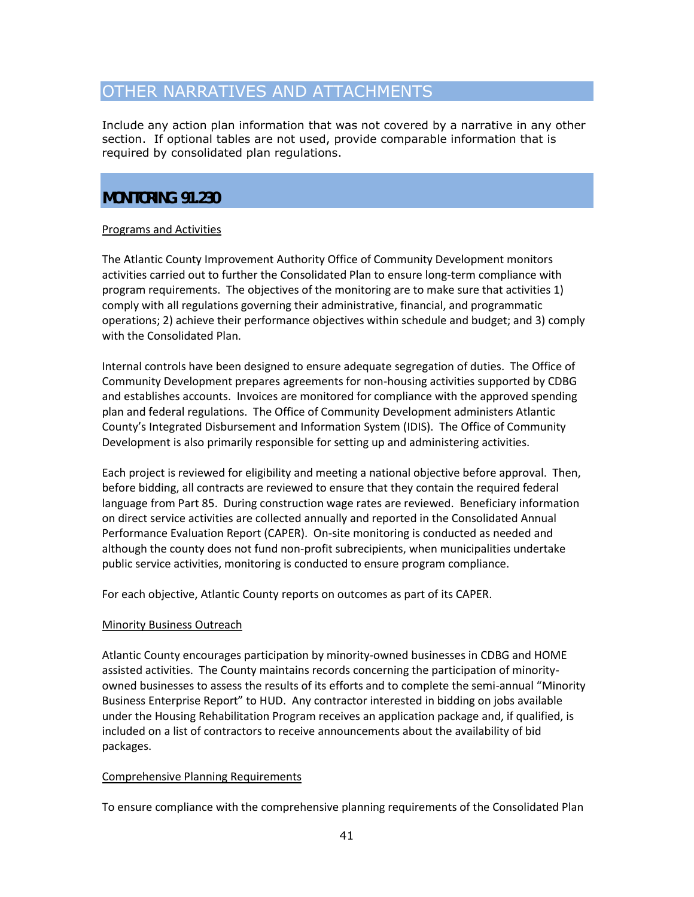# OTHER NARRATIVES AND ATTACHMENTS

Include any action plan information that was not covered by a narrative in any other section. If optional tables are not used, provide comparable information that is required by consolidated plan regulations.

# MONITORING 91.230

Programs and Activities

The Atlantic County Improvement Authority Office of Community Development monitors activities carried out to further the Consolidated Plan to ensure long-term compliance with program requirements. The objectives of the monitoring are to make sure that activities 1) comply with all regulations governing their administrative, financial, and programmatic operations; 2) achieve their performance objectives within schedule and budget; and 3) comply with the Consolidated Plan.

Internal controls have been designed to ensure adequate segregation of duties. The Office of Community Development prepares agreements for non-housing activities supported by CDBG and establishes accounts. Invoices are monitored for compliance with the approved spending plan and federal regulations. The Office of Community Development administers Atlantic County's Integrated Disbursement and Information System (IDIS). The Office of Community Development is also primarily responsible for setting up and administering activities.

Each project is reviewed for eligibility and meeting a national objective before approval. Then, before bidding, all contracts are reviewed to ensure that they contain the required federal language from Part 85. During construction wage rates are reviewed. Beneficiary information on direct service activities are collected annually and reported in the Consolidated Annual Performance Evaluation Report (CAPER). On-site monitoring is conducted as needed and although the county does not fund non-profit subrecipients, when municipalities undertake public service activities, monitoring is conducted to ensure program compliance.

For each objective, Atlantic County reports on outcomes as part of its CAPER.

Minority Business Outreach

Atlantic County encourages participation by minority-owned businesses in CDBG and HOME assisted activities. The County maintains records concerning the participation of minority-owned businesses to assess the results of its efforts and to complete the semi-annual "Minority Business Enterprise Report" to HUD. Any contractor interested in bidding on jobs available under the Housing Rehabilitation Program receives an application package and, if qualified, is included on a list of contractors to receive announcements about the availability of bid packages.

Comprehensive Planning Requirements

To ensure compliance with the comprehensive planning requirements of the Consolidated Plan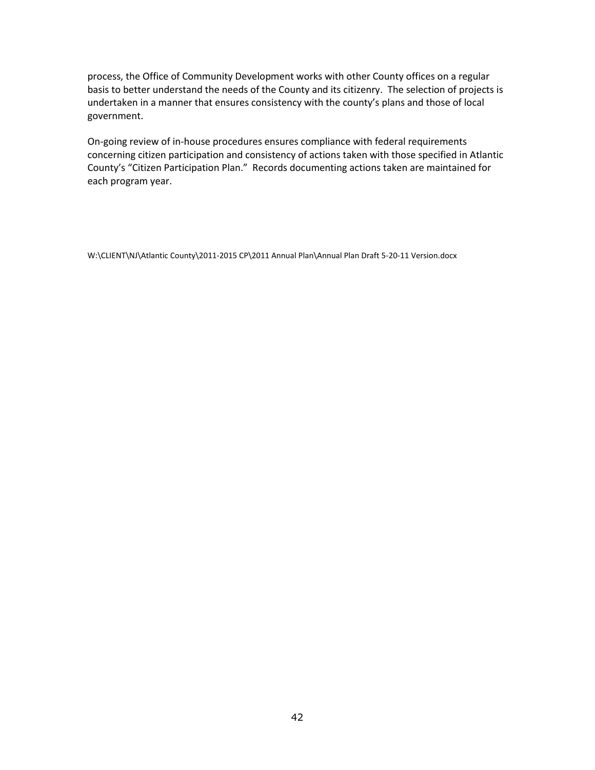process, the Office of Community Development works with other County offices on a regular basis to better understand the needs of the County and its citizenry. The selection of projects is undertaken in a manner that ensures consistency with the county's plans and those of local government.

On-going review of in-house procedures ensures compliance with federal requirements concerning citizen participation and consistency of actions taken with those specified in Atlantic County's "Citizen Participation Plan." Records documenting actions taken are maintained for each program year.

W:\CLIENT\NJ\Atlantic County\2011-2015 CP\2011 Annual Plan\Annual Plan Draft 5-20-11 Version.docx